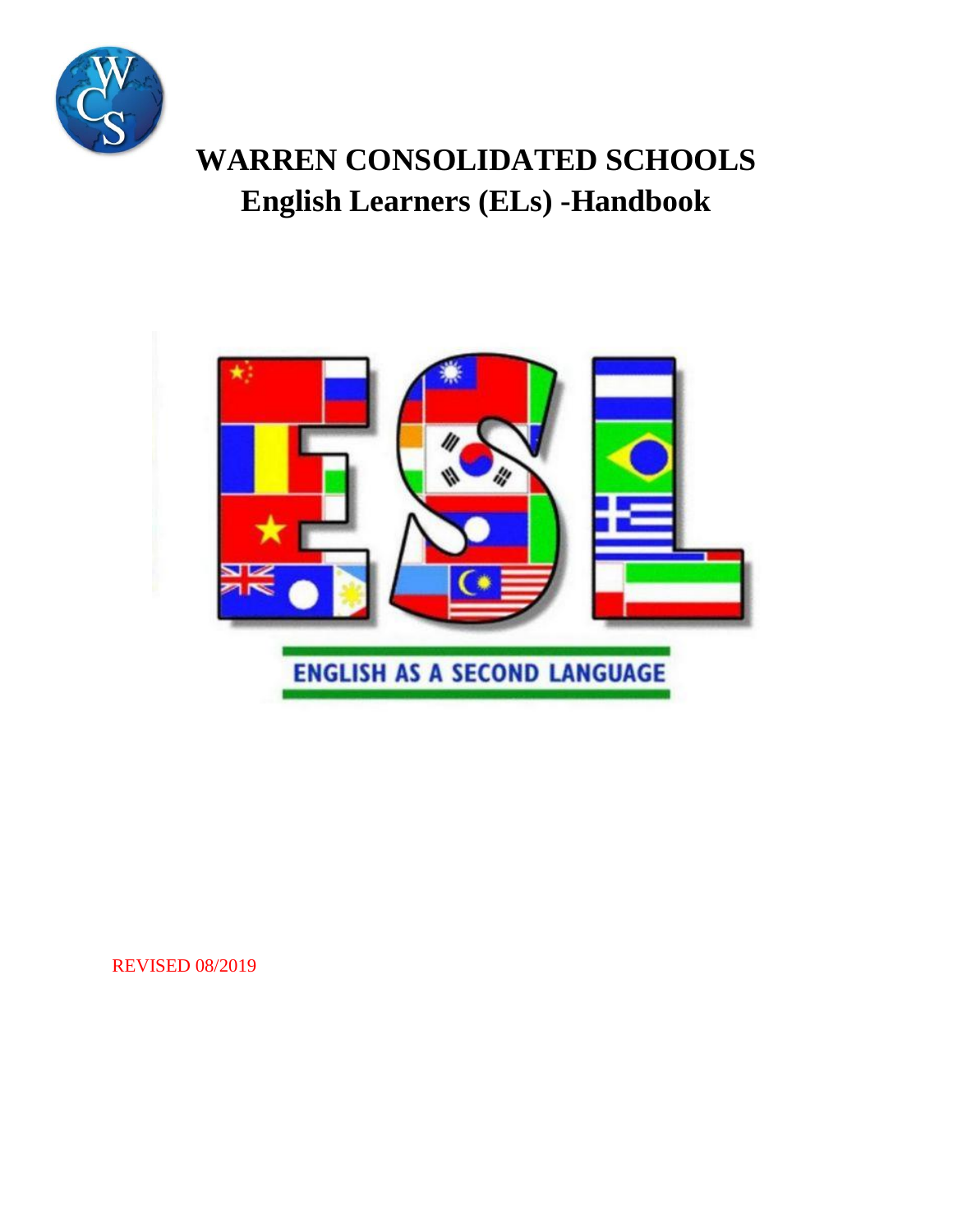# WARREN CONSOLIDATED SCHOOLS
# English Learners (ELs) -Handbook

ENGLISH AS A SECOND LANGUAGE

REVISED 08/2019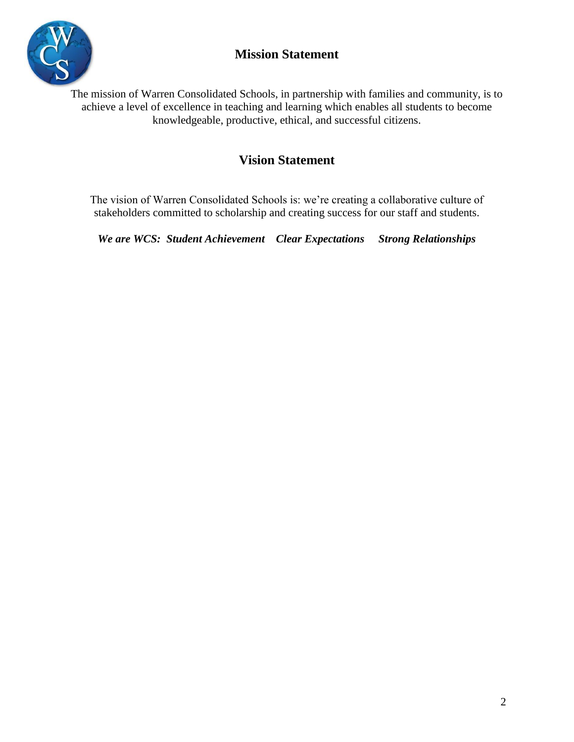## Mission Statement

The mission of Warren Consolidated Schools, in partnership with families and community, is to achieve a level of excellence in teaching and learning which enables all students to become knowledgeable, productive, ethical, and successful citizens.

## Vision Statement

The vision of Warren Consolidated Schools is: we're creating a collaborative culture of stakeholders committed to scholarship and creating success for our staff and students.

***We are WCS: Student Achievement Clear Expectations Strong Relationships***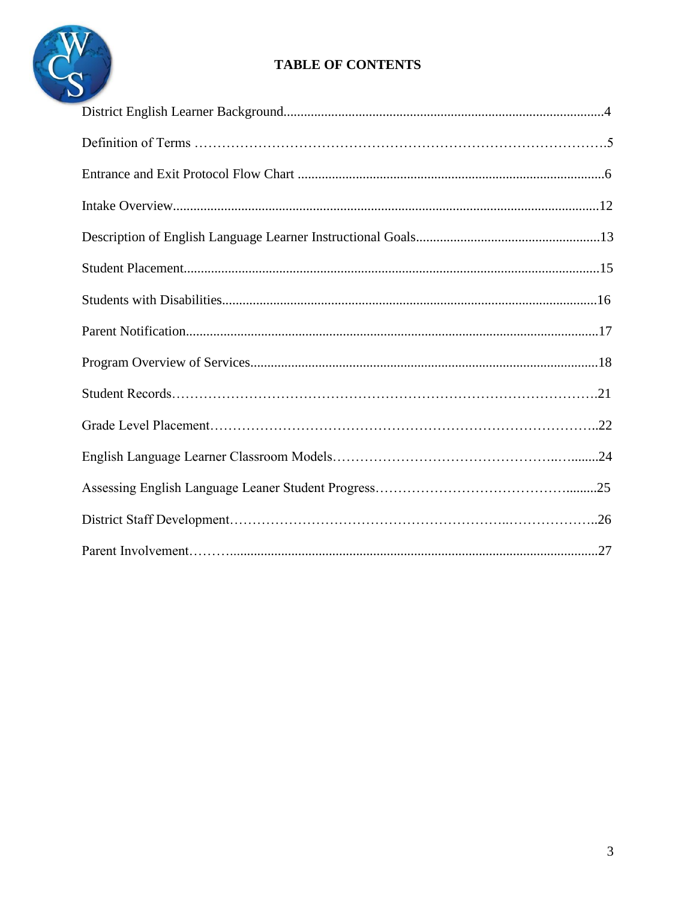# TABLE OF CONTENTS

District English Learner Background.............................................................................................4

Definition of Terms ……………………………………………………………………………….5

Entrance and Exit Protocol Flow Chart .........................................................................................6

Intake Overview............................................................................................................................12

Description of English Language Learner Instructional Goals......................................................13

Student Placement.........................................................................................................................15

Students with Disabilities.............................................................................................................16

Parent Notification........................................................................................................................17

Program Overview of Services.....................................................................................................18

Student Records………………………………………………………………………………….21

Grade Level Placement…………………………………………………………………………..22

English Language Learner Classroom Models…………………………………………..…........24

Assessing English Language Leaner Student Progress…………………………………….........25

District Staff Development…………………………………………………..………………..26

Parent Involvement……….........................................................................................................27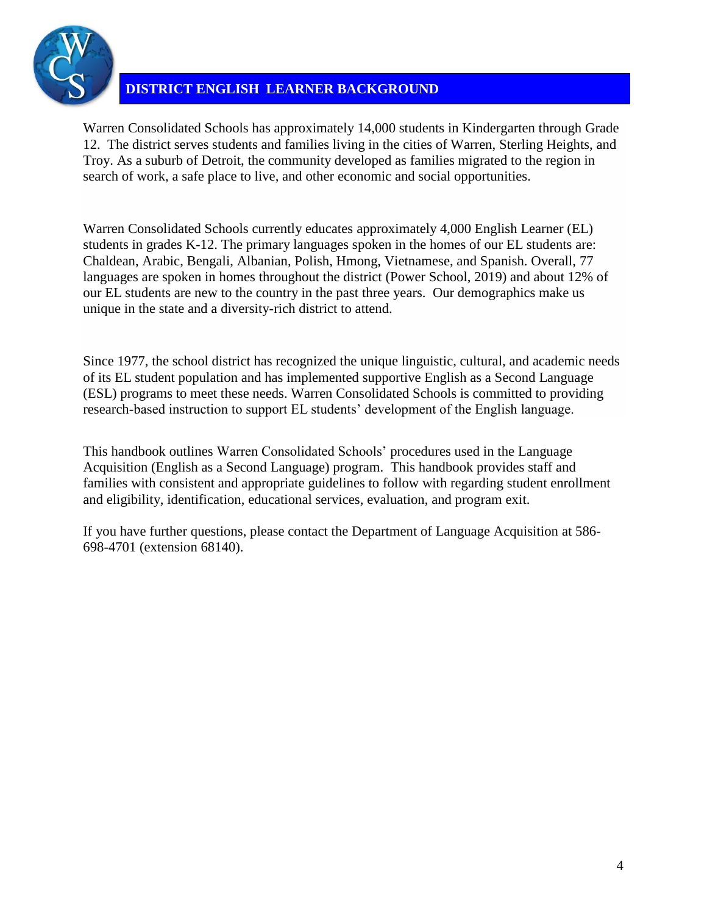# DISTRICT ENGLISH LEARNER BACKGROUND

Warren Consolidated Schools has approximately 14,000 students in Kindergarten through Grade 12. The district serves students and families living in the cities of Warren, Sterling Heights, and Troy. As a suburb of Detroit, the community developed as families migrated to the region in search of work, a safe place to live, and other economic and social opportunities.

Warren Consolidated Schools currently educates approximately 4,000 English Learner (EL) students in grades K-12. The primary languages spoken in the homes of our EL students are: Chaldean, Arabic, Bengali, Albanian, Polish, Hmong, Vietnamese, and Spanish. Overall, 77 languages are spoken in homes throughout the district (Power School, 2019) and about 12% of our EL students are new to the country in the past three years. Our demographics make us unique in the state and a diversity-rich district to attend.

Since 1977, the school district has recognized the unique linguistic, cultural, and academic needs of its EL student population and has implemented supportive English as a Second Language (ESL) programs to meet these needs. Warren Consolidated Schools is committed to providing research-based instruction to support EL students' development of the English language.

This handbook outlines Warren Consolidated Schools' procedures used in the Language Acquisition (English as a Second Language) program. This handbook provides staff and families with consistent and appropriate guidelines to follow with regarding student enrollment and eligibility, identification, educational services, evaluation, and program exit.

If you have further questions, please contact the Department of Language Acquisition at 586-698-4701 (extension 68140).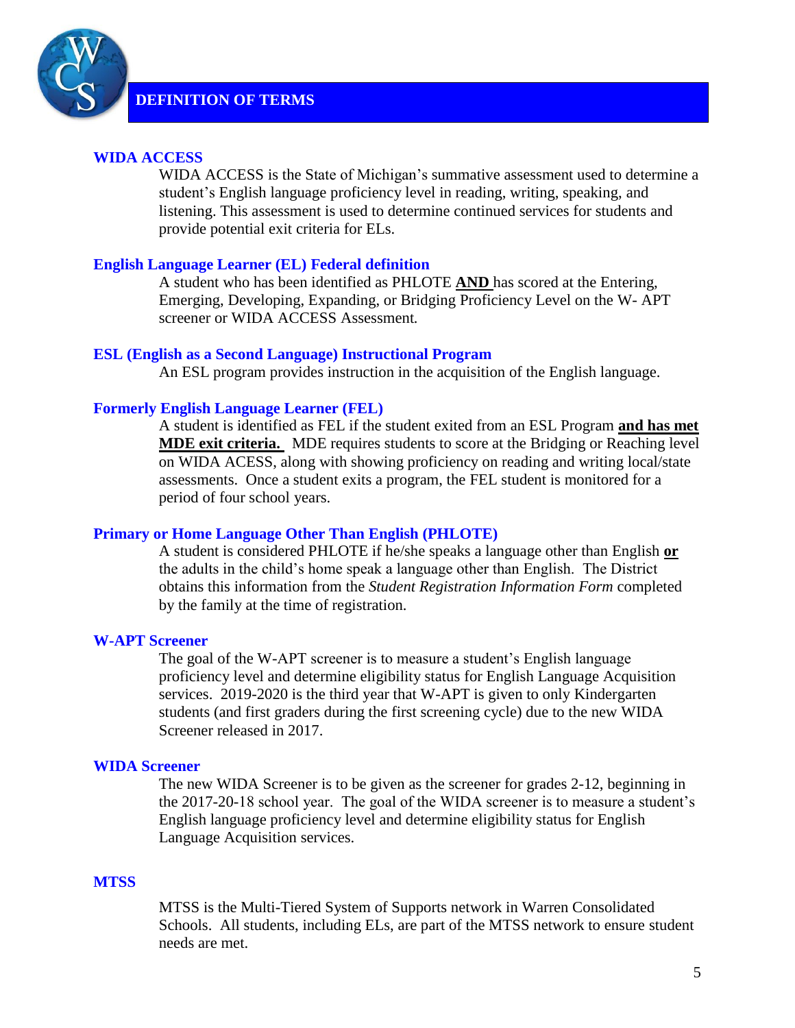# DEFINITION OF TERMS

### WIDA ACCESS

WIDA ACCESS is the State of Michigan's summative assessment used to determine a student's English language proficiency level in reading, writing, speaking, and listening. This assessment is used to determine continued services for students and provide potential exit criteria for ELs.

### English Language Learner (EL) Federal definition

A student who has been identified as PHLOTE **AND** has scored at the Entering, Emerging, Developing, Expanding, or Bridging Proficiency Level on the W- APT screener or WIDA ACCESS Assessment.

### ESL (English as a Second Language) Instructional Program

An ESL program provides instruction in the acquisition of the English language.

### Formerly English Language Learner (FEL)

A student is identified as FEL if the student exited from an ESL Program **and has met MDE exit criteria.** MDE requires students to score at the Bridging or Reaching level on WIDA ACESS, along with showing proficiency on reading and writing local/state assessments. Once a student exits a program, the FEL student is monitored for a period of four school years.

### Primary or Home Language Other Than English (PHLOTE)

A student is considered PHLOTE if he/she speaks a language other than English **or** the adults in the child's home speak a language other than English. The District obtains this information from the *Student Registration Information Form* completed by the family at the time of registration.

### W-APT Screener

The goal of the W-APT screener is to measure a student's English language proficiency level and determine eligibility status for English Language Acquisition services. 2019-2020 is the third year that W-APT is given to only Kindergarten students (and first graders during the first screening cycle) due to the new WIDA Screener released in 2017.

### WIDA Screener

The new WIDA Screener is to be given as the screener for grades 2-12, beginning in the 2017-20-18 school year. The goal of the WIDA screener is to measure a student's English language proficiency level and determine eligibility status for English Language Acquisition services.

### MTSS

MTSS is the Multi-Tiered System of Supports network in Warren Consolidated Schools. All students, including ELs, are part of the MTSS network to ensure student needs are met.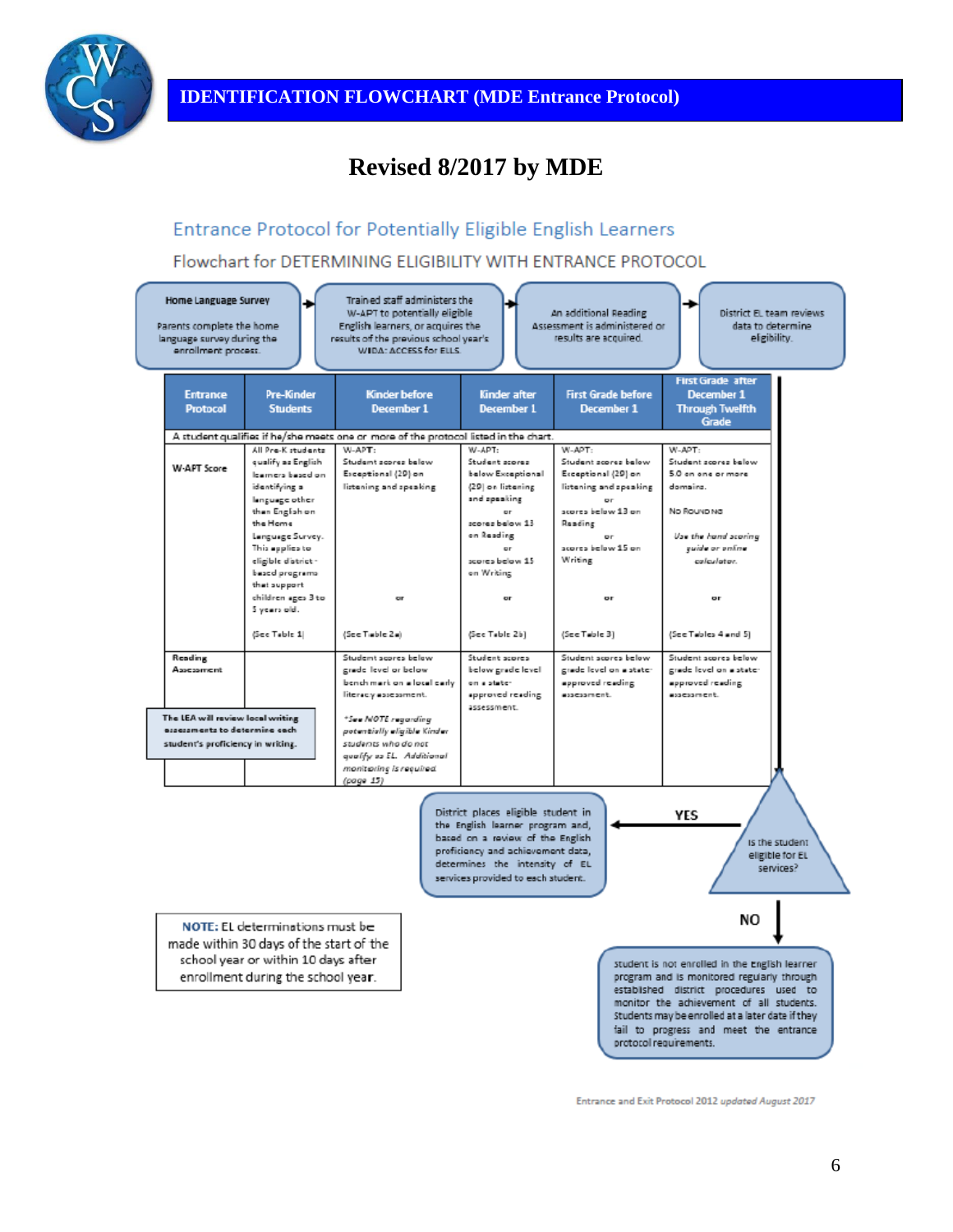# IDENTIFICATION FLOWCHART (MDE Entrance Protocol)

## Revised 8/2017 by MDE

### Entrance Protocol for Potentially Eligible English Learners

Flowchart for DETERMINING ELIGIBILITY WITH ENTRANCE PROTOCOL

**Home Language Survey** — Parents complete the home language survey during the enrollment process. → Trained staff administers the W-APT to potentially eligible English learners, or acquires the results of the previous school year's WIDA: ACCESS for ELLS. → An additional Reading Assessment is administered or results are acquired. → District EL team reviews data to determine eligibility.

| Entrance Protocol | Pre-Kinder Students | Kinder before December 1 | Kinder after December 1 | First Grade before December 1 | First Grade after December 1 Through Twelfth Grade |
|---|---|---|---|---|---|
| A student qualifies if he/she meets one or more of the protocol listed in the chart. | | | | | |
| W-APT Score | All Pre-K students qualify as English learners based on identifying a language other than English on the Home Language Survey. This applies to eligible district-based programs that support children ages 3 to 5 years old. (See Table 1) | W-APT: Student scores below Exceptional (20) on listening and speaking or (See Table 2a) | W-APT: Student scores below Exceptional (20) on listening and speaking or scores below 13 on Reading or scores below 15 on Writing or (See Table 2b) | W-APT: Student scores below Exceptional (20) on listening and speaking or scores below 13 on Reading or scores below 15 on Writing or (See Table 3) | W-APT: Student scores below 5.0 on one or more domains. No ROUNDING *Use the hand scoring guide or online calculator.* or (See Tables 4 and 5) |
| Reading Assessment | | Student scores below grade level or below benchmark on a local early literacy assessment. *\*See NOTE regarding potentially eligible Kinder students who do not qualify as EL. Additional monitoring is required. (page 15)* | Student scores below grade level on a state-approved reading assessment. | Student scores below grade level on a state-approved reading assessment. | Student scores below grade level on a state-approved reading assessment. |

**The LEA will review local writing assessments to determine each student's proficiency in writing.**

**Is the student eligible for EL services?**

**YES** → District places eligible student in the English learner program and, based on a review of the English proficiency and achievement data, determines the intensity of EL services provided to each student.

**NO** → Student is not enrolled in the English learner program and is monitored regularly through established district procedures used to monitor the achievement of all students. Students may be enrolled at a later date if they fail to progress and meet the entrance protocol requirements.

**NOTE:** EL determinations must be made within 30 days of the start of the school year or within 10 days after enrollment during the school year.

Entrance and Exit Protocol 2012 *updated August 2017*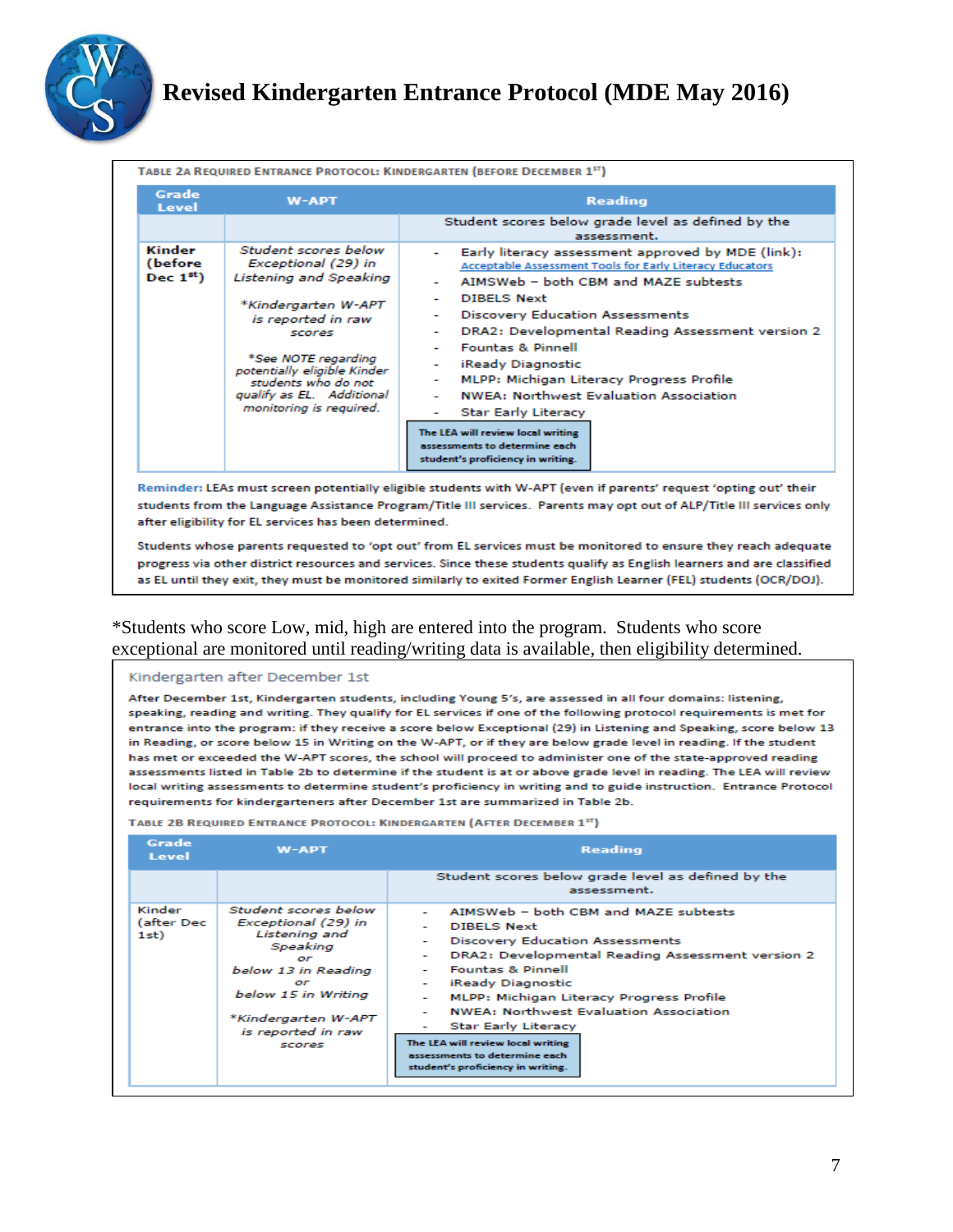# Revised Kindergarten Entrance Protocol (MDE May 2016)

**Table 2a Required Entrance Protocol: Kindergarten (Before December 1st)**

| Grade Level | W-APT | Reading |
|---|---|---|
| | | Student scores below grade level as defined by the assessment. |
| **Kinder (before Dec 1st)** | *Student scores below Exceptional (29) in Listening and Speaking*<br><br>*\*Kindergarten W-APT is reported in raw scores*<br><br>*\*See NOTE regarding potentially eligible Kinder students who do not qualify as EL. Additional monitoring is required.* | - Early literacy assessment approved by MDE (link): Acceptable Assessment Tools for Early Literacy Educators<br>- AIMSWeb – both CBM and MAZE subtests<br>- DIBELS Next<br>- Discovery Education Assessments<br>- DRA2: Developmental Reading Assessment version 2<br>- Fountas & Pinnell<br>- iReady Diagnostic<br>- MLPP: Michigan Literacy Progress Profile<br>- NWEA: Northwest Evaluation Association<br>- Star Early Literacy<br><br>**The LEA will review local writing assessments to determine each student's proficiency in writing.** |

**Reminder:** LEAs must screen potentially eligible students with W-APT (even if parents' request 'opting out' their students from the Language Assistance Program/Title III services. Parents may opt out of ALP/Title III services only after eligibility for EL services has been determined.

Students whose parents requested to 'opt out' from EL services must be monitored to ensure they reach adequate progress via other district resources and services. Since these students qualify as English learners and are classified as EL until they exit, they must be monitored similarly to exited Former English Learner (FEL) students (OCR/DOJ).

*Students who score Low, mid, high are entered into the program. Students who score exceptional are monitored until reading/writing data is available, then eligibility determined.

## Kindergarten after December 1st

After December 1st, Kindergarten students, including Young 5's, are assessed in all four domains: listening, speaking, reading and writing. They qualify for EL services if one of the following protocol requirements is met for entrance into the program: if they receive a score below Exceptional (29) in Listening and Speaking, score below 13 in Reading, or score below 15 in Writing on the W-APT, or if they are below grade level in reading. If the student has met or exceeded the W-APT scores, the school will proceed to administer one of the state-approved reading assessments listed in Table 2b to determine if the student is at or above grade level in reading. The LEA will review local writing assessments to determine student's proficiency in writing and to guide instruction. Entrance Protocol requirements for kindergarteners after December 1st are summarized in Table 2b.

**Table 2b Required Entrance Protocol: Kindergarten (After December 1st)**

| Grade Level | W-APT | Reading |
|---|---|---|
| | | Student scores below grade level as defined by the assessment. |
| Kinder (after Dec 1st) | *Student scores below Exceptional (29) in Listening and Speaking*<br>*or*<br>*below 13 in Reading*<br>*or*<br>*below 15 in Writing*<br><br>*\*Kindergarten W-APT is reported in raw scores* | - AIMSWeb – both CBM and MAZE subtests<br>- DIBELS Next<br>- Discovery Education Assessments<br>- DRA2: Developmental Reading Assessment version 2<br>- Fountas & Pinnell<br>- iReady Diagnostic<br>- MLPP: Michigan Literacy Progress Profile<br>- NWEA: Northwest Evaluation Association<br>- Star Early Literacy<br><br>**The LEA will review local writing assessments to determine each student's proficiency in writing.** |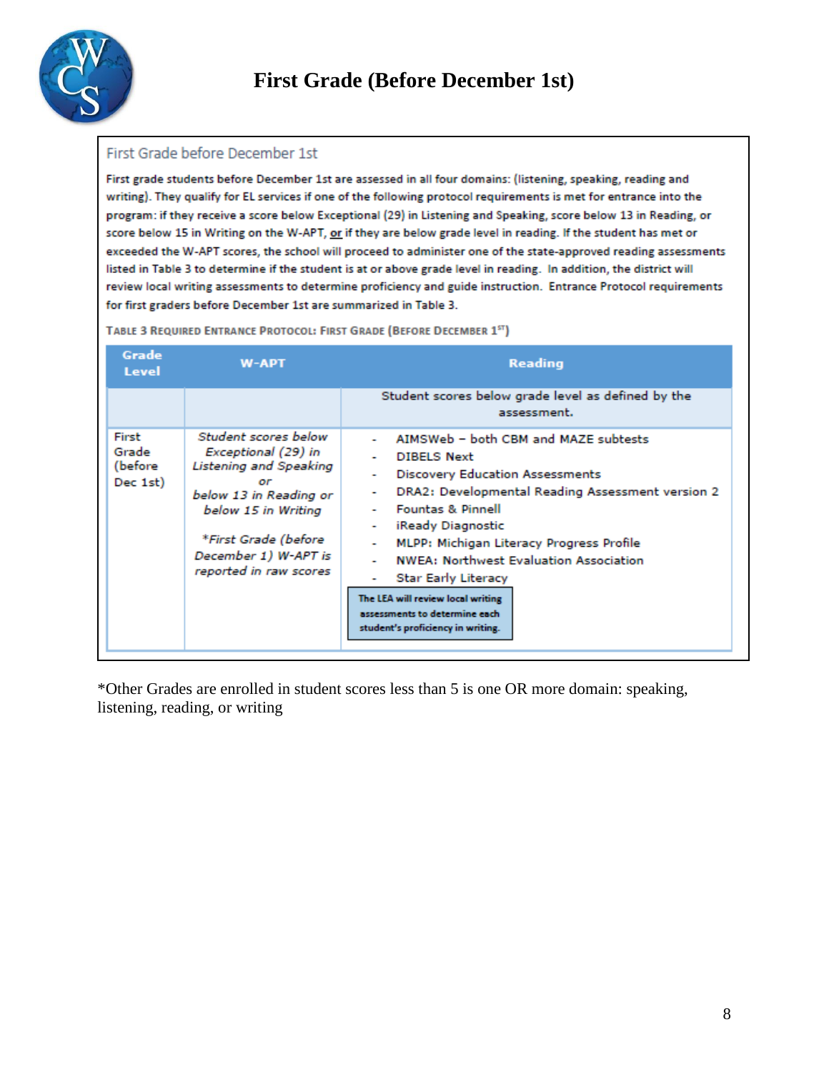# First Grade (Before December 1st)

## First Grade before December 1st

First grade students before December 1st are assessed in all four domains: (listening, speaking, reading and writing). They qualify for EL services if one of the following protocol requirements is met for entrance into the program: if they receive a score below Exceptional (29) in Listening and Speaking, score below 13 in Reading, or score below 15 in Writing on the W-APT, or if they are below grade level in reading. If the student has met or exceeded the W-APT scores, the school will proceed to administer one of the state-approved reading assessments listed in Table 3 to determine if the student is at or above grade level in reading. In addition, the district will review local writing assessments to determine proficiency and guide instruction. Entrance Protocol requirements for first graders before December 1st are summarized in Table 3.

TABLE 3 REQUIRED ENTRANCE PROTOCOL: FIRST GRADE (BEFORE DECEMBER 1ST)

| Grade Level | W-APT | Reading |
|---|---|---|
| | | Student scores below grade level as defined by the assessment. |
| First Grade (before Dec 1st) | *Student scores below Exceptional (29) in Listening and Speaking or below 13 in Reading or below 15 in Writing* <br><br> *\*First Grade (before December 1) W-APT is reported in raw scores* | - AIMSWeb – both CBM and MAZE subtests <br> - DIBELS Next <br> - Discovery Education Assessments <br> - DRA2: Developmental Reading Assessment version 2 <br> - Fountas & Pinnell <br> - iReady Diagnostic <br> - MLPP: Michigan Literacy Progress Profile <br> - NWEA: Northwest Evaluation Association <br> - Star Early Literacy <br><br> **The LEA will review local writing assessments to determine each student's proficiency in writing.** |

*Other Grades are enrolled in student scores less than 5 is one OR more domain: speaking, listening, reading, or writing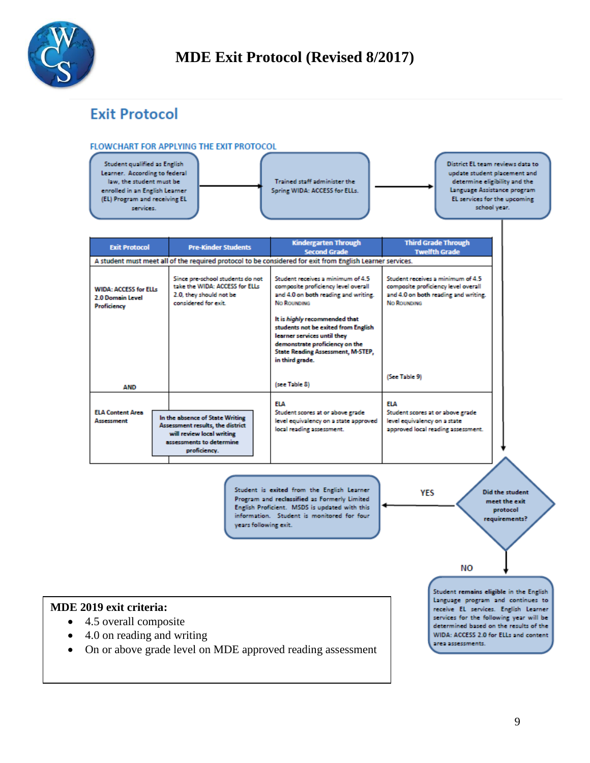# MDE Exit Protocol (Revised 8/2017)

## Exit Protocol

### FLOWCHART FOR APPLYING THE EXIT PROTOCOL

Student qualified as English Learner. According to federal law, the student must be enrolled in an English Learner (EL) Program and receiving EL services.

→ Trained staff administer the Spring WIDA: ACCESS for ELLs.

→ District EL team reviews data to update student placement and determine eligibility and the Language Assistance program EL services for the upcoming school year.

| Exit Protocol | Pre-Kinder Students | Kindergarten Through Second Grade | Third Grade Through Twelfth Grade |
|---|---|---|---|
| A student must meet all of the required protocol to be considered for exit from English Learner services. | | | |
| WIDA: ACCESS for ELLs 2.0 Domain Level Proficiency<br><br>AND | Since pre-school students do not take the WIDA: ACCESS for ELLs 2.0, they should not be considered for exit. | Student receives a minimum of 4.5 composite proficiency level overall and 4.0 on both reading and writing. NO ROUNDING<br><br>**It is *highly* recommended that students not be exited from English learner services until they demonstrate proficiency on the State Reading Assessment, M-STEP, in third grade.**<br><br>(see Table 8) | Student receives a minimum of 4.5 composite proficiency level overall and 4.0 on both reading and writing. NO ROUNDING<br><br>(See Table 9) |
| ELA Content Area Assessment | In the absence of State Writing Assessment results, the district will review local writing assessments to determine proficiency. | ELA<br>Student scores at or above grade level equivalency on a state approved local reading assessment. | ELA<br>Student scores at or above grade level equivalency on a state approved local reading assessment. |

**Did the student meet the exit protocol requirements?**

**YES** → Student is **exited** from the English Learner Program and **reclassified** as Formerly Limited English Proficient. MSDS is updated with this information. Student is monitored for four years following exit.

**NO** → Student **remains eligible** in the English Language program and continues to receive EL services. English Learner services for the following year will be determined based on the results of the WIDA: ACCESS 2.0 for ELLs and content area assessments.

**MDE 2019 exit criteria:**

- 4.5 overall composite
- 4.0 on reading and writing
- On or above grade level on MDE approved reading assessment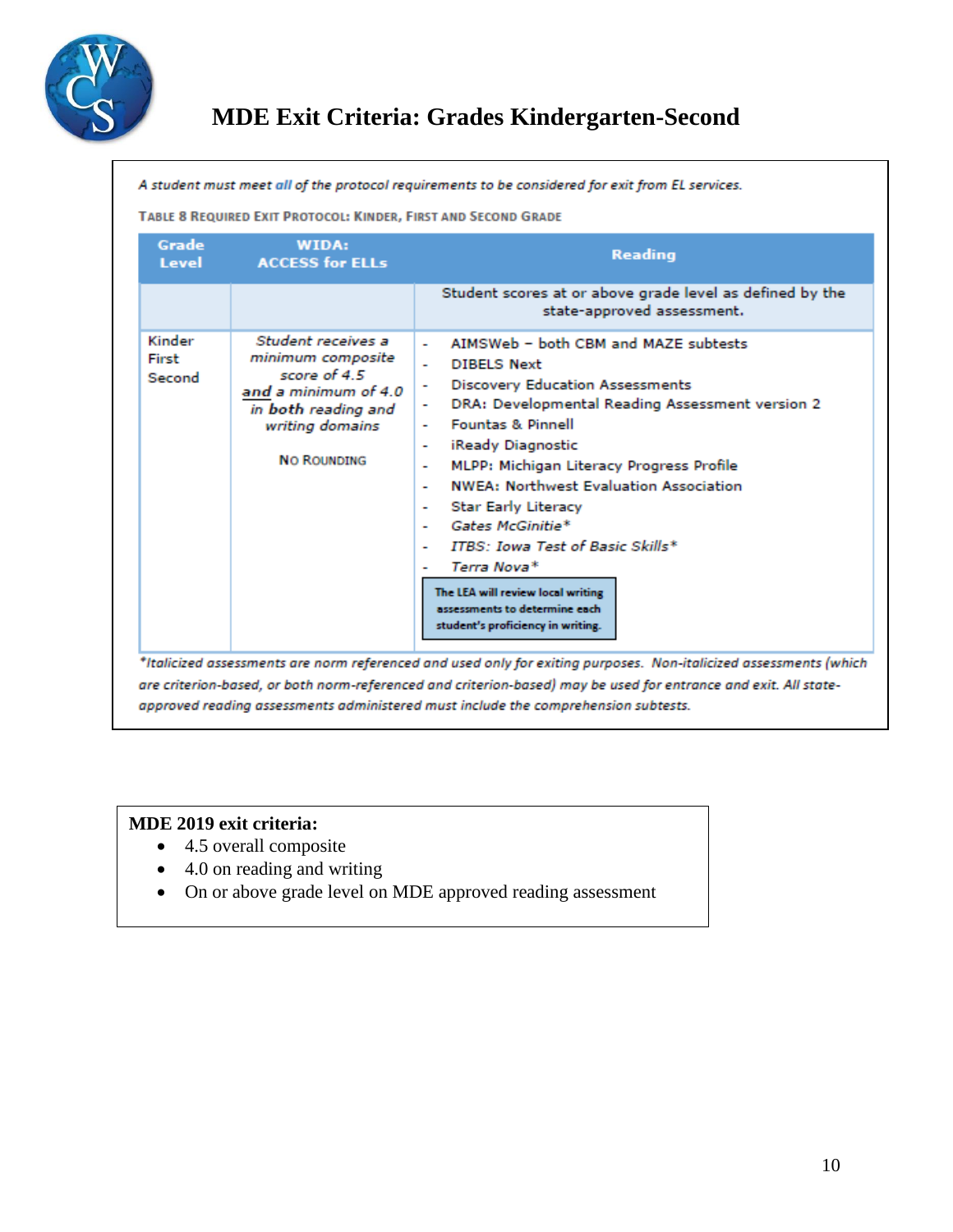# MDE Exit Criteria: Grades Kindergarten-Second

*A student must meet all of the protocol requirements to be considered for exit from EL services.*

TABLE 8 REQUIRED EXIT PROTOCOL: KINDER, FIRST AND SECOND GRADE

| Grade Level | WIDA: ACCESS for ELLs | Reading |
|---|---|---|
| | | Student scores at or above grade level as defined by the state-approved assessment. |
| Kinder<br>First<br>Second | *Student receives a minimum composite score of 4.5 **and** a minimum of 4.0 in **both** reading and writing domains*<br><br>NO ROUNDING | - AIMSWeb – both CBM and MAZE subtests<br>- DIBELS Next<br>- Discovery Education Assessments<br>- DRA: Developmental Reading Assessment version 2<br>- Fountas & Pinnell<br>- iReady Diagnostic<br>- MLPP: Michigan Literacy Progress Profile<br>- NWEA: Northwest Evaluation Association<br>- Star Early Literacy<br>- *Gates McGinitie**<br>- *ITBS: Iowa Test of Basic Skills**<br>- *Terra Nova**<br><br>The LEA will review local writing assessments to determine each student's proficiency in writing. |

*\*Italicized assessments are norm referenced and used only for exiting purposes. Non-italicized assessments (which are criterion-based, or both norm-referenced and criterion-based) may be used for entrance and exit. All state-approved reading assessments administered must include the comprehension subtests.*

**MDE 2019 exit criteria:**

- 4.5 overall composite
- 4.0 on reading and writing
- On or above grade level on MDE approved reading assessment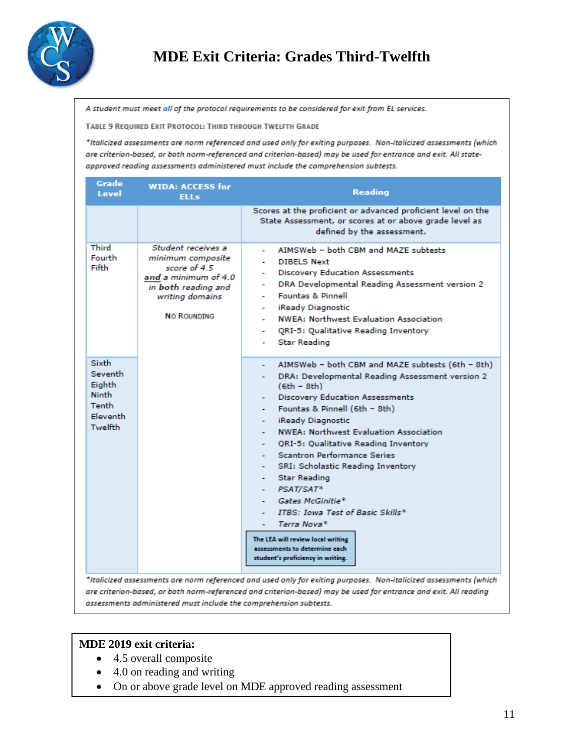# MDE Exit Criteria: Grades Third-Twelfth

*A student must meet **all** of the protocol requirements to be considered for exit from EL services.*

TABLE 9 REQUIRED EXIT PROTOCOL: THIRD THROUGH TWELFTH GRADE

*\*Italicized assessments are norm referenced and used only for exiting purposes. Non-italicized assessments (which are criterion-based, or both norm-referenced and criterion-based) may be used for entrance and exit. All state-approved reading assessments administered must include the comprehension subtests.*

| Grade Level | WIDA: ACCESS for ELLs | Reading |
|---|---|---|
| | | Scores at the proficient or advanced proficient level on the State Assessment, or scores at or above grade level as defined by the assessment. |
| Third<br>Fourth<br>Fifth | *Student receives a minimum composite score of 4.5 **and** a minimum of 4.0 in **both** reading and writing domains*<br><br>NO ROUNDING | - AIMSWeb – both CBM and MAZE subtests<br>- DIBELS Next<br>- Discovery Education Assessments<br>- DRA Developmental Reading Assessment version 2<br>- Fountas & Pinnell<br>- iReady Diagnostic<br>- NWEA: Northwest Evaluation Association<br>- QRI-5: Qualitative Reading Inventory<br>- Star Reading |
| Sixth<br>Seventh<br>Eighth<br>Ninth<br>Tenth<br>Eleventh<br>Twelfth | | - AIMSWeb – both CBM and MAZE subtests (6th – 8th)<br>- DRA: Developmental Reading Assessment version 2 (6th – 8th)<br>- Discovery Education Assessments<br>- Fountas & Pinnell (6th – 8th)<br>- iReady Diagnostic<br>- NWEA: Northwest Evaluation Association<br>- QRI-5: Qualitative Reading Inventory<br>- Scantron Performance Series<br>- SRI: Scholastic Reading Inventory<br>- Star Reading<br>- *PSAT/SAT\**<br>- *Gates McGinitie\**<br>- *ITBS: Iowa Test of Basic Skills\**<br>- *Terra Nova\**<br><br>**The LEA will review local writing assessments to determine each student's proficiency in writing.** |

*\*Italicized assessments are norm referenced and used only for exiting purposes. Non-italicized assessments (which are criterion-based, or both norm-referenced and criterion-based) may be used for entrance and exit. All reading assessments administered must include the comprehension subtests.*

**MDE 2019 exit criteria:**

- 4.5 overall composite
- 4.0 on reading and writing
- On or above grade level on MDE approved reading assessment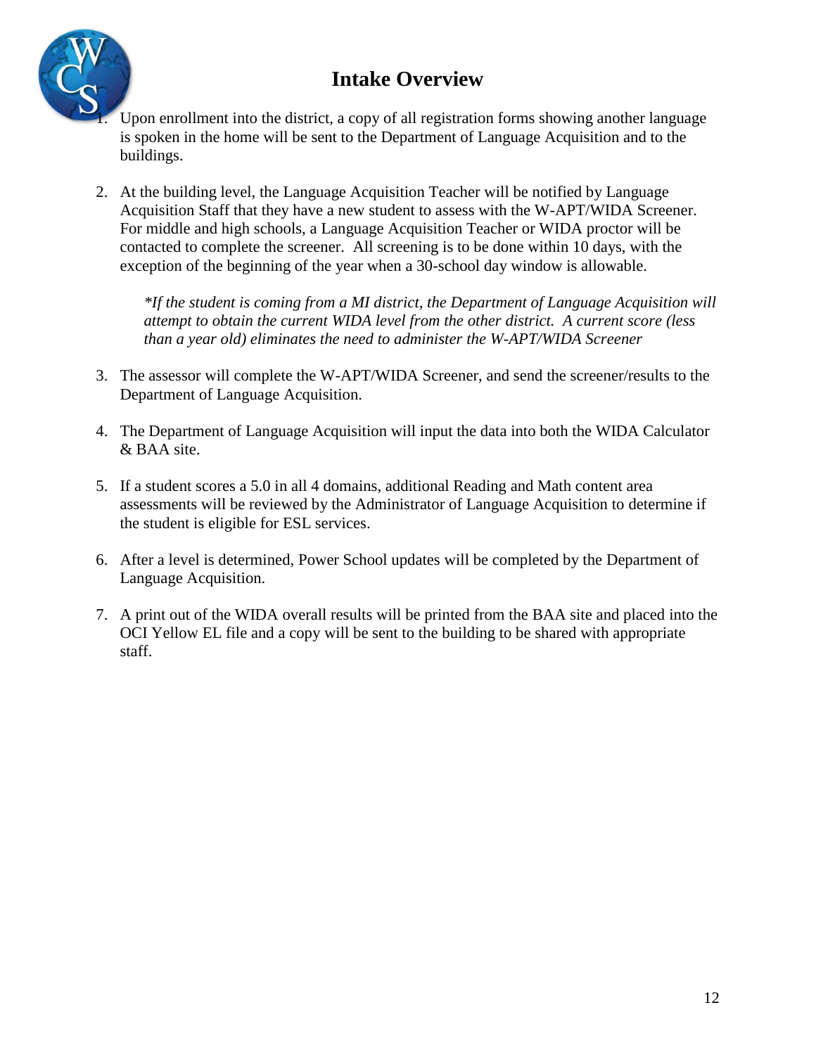# Intake Overview

1. Upon enrollment into the district, a copy of all registration forms showing another language is spoken in the home will be sent to the Department of Language Acquisition and to the buildings.

2. At the building level, the Language Acquisition Teacher will be notified by Language Acquisition Staff that they have a new student to assess with the W-APT/WIDA Screener. For middle and high schools, a Language Acquisition Teacher or WIDA proctor will be contacted to complete the screener. All screening is to be done within 10 days, with the exception of the beginning of the year when a 30-school day window is allowable.

   *\*If the student is coming from a MI district, the Department of Language Acquisition will attempt to obtain the current WIDA level from the other district. A current score (less than a year old) eliminates the need to administer the W-APT/WIDA Screener*

3. The assessor will complete the W-APT/WIDA Screener, and send the screener/results to the Department of Language Acquisition.

4. The Department of Language Acquisition will input the data into both the WIDA Calculator & BAA site.

5. If a student scores a 5.0 in all 4 domains, additional Reading and Math content area assessments will be reviewed by the Administrator of Language Acquisition to determine if the student is eligible for ESL services.

6. After a level is determined, Power School updates will be completed by the Department of Language Acquisition.

7. A print out of the WIDA overall results will be printed from the BAA site and placed into the OCI Yellow EL file and a copy will be sent to the building to be shared with appropriate staff.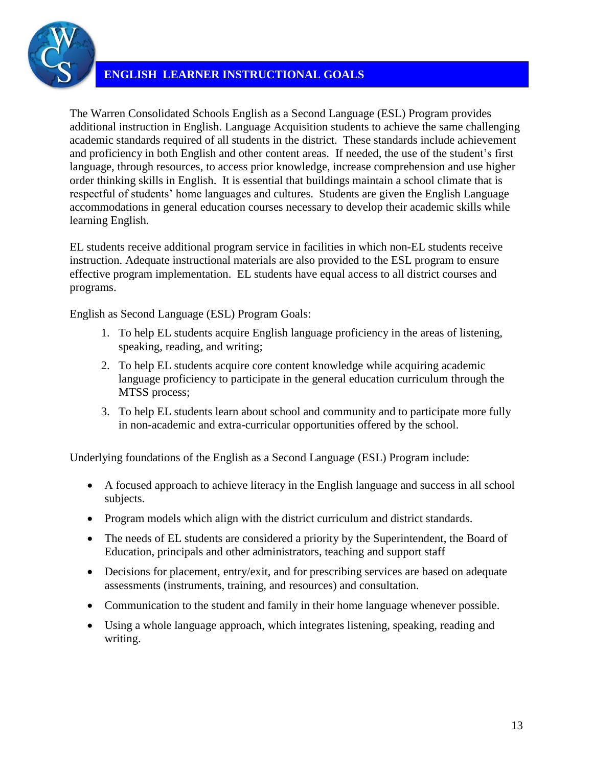## ENGLISH  LEARNER INSTRUCTIONAL GOALS

The Warren Consolidated Schools English as a Second Language (ESL) Program provides additional instruction in English. Language Acquisition students to achieve the same challenging academic standards required of all students in the district. These standards include achievement and proficiency in both English and other content areas. If needed, the use of the student's first language, through resources, to access prior knowledge, increase comprehension and use higher order thinking skills in English. It is essential that buildings maintain a school climate that is respectful of students' home languages and cultures. Students are given the English Language accommodations in general education courses necessary to develop their academic skills while learning English.

EL students receive additional program service in facilities in which non-EL students receive instruction. Adequate instructional materials are also provided to the ESL program to ensure effective program implementation. EL students have equal access to all district courses and programs.

English as Second Language (ESL) Program Goals:

1. To help EL students acquire English language proficiency in the areas of listening, speaking, reading, and writing;
2. To help EL students acquire core content knowledge while acquiring academic language proficiency to participate in the general education curriculum through the MTSS process;
3. To help EL students learn about school and community and to participate more fully in non-academic and extra-curricular opportunities offered by the school.

Underlying foundations of the English as a Second Language (ESL) Program include:

- A focused approach to achieve literacy in the English language and success in all school subjects.
- Program models which align with the district curriculum and district standards.
- The needs of EL students are considered a priority by the Superintendent, the Board of Education, principals and other administrators, teaching and support staff
- Decisions for placement, entry/exit, and for prescribing services are based on adequate assessments (instruments, training, and resources) and consultation.
- Communication to the student and family in their home language whenever possible.
- Using a whole language approach, which integrates listening, speaking, reading and writing.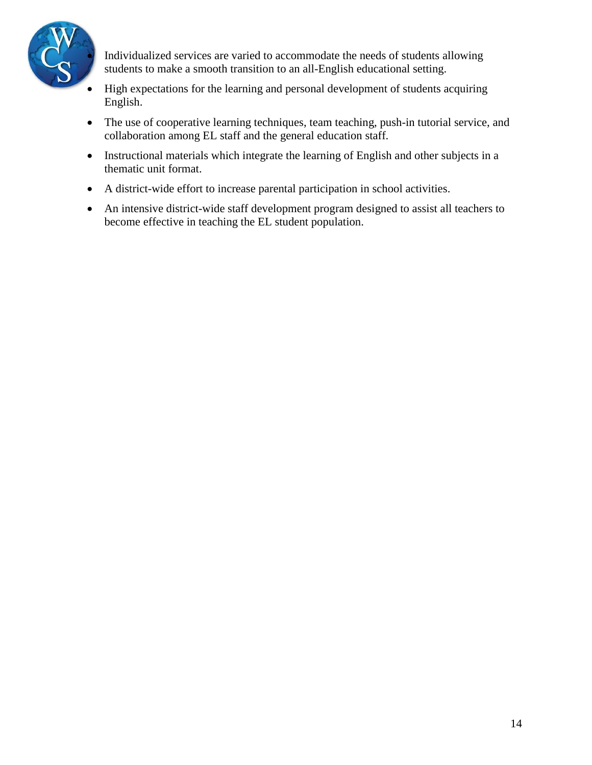- Individualized services are varied to accommodate the needs of students allowing students to make a smooth transition to an all-English educational setting.
- High expectations for the learning and personal development of students acquiring English.
- The use of cooperative learning techniques, team teaching, push-in tutorial service, and collaboration among EL staff and the general education staff.
- Instructional materials which integrate the learning of English and other subjects in a thematic unit format.
- A district-wide effort to increase parental participation in school activities.
- An intensive district-wide staff development program designed to assist all teachers to become effective in teaching the EL student population.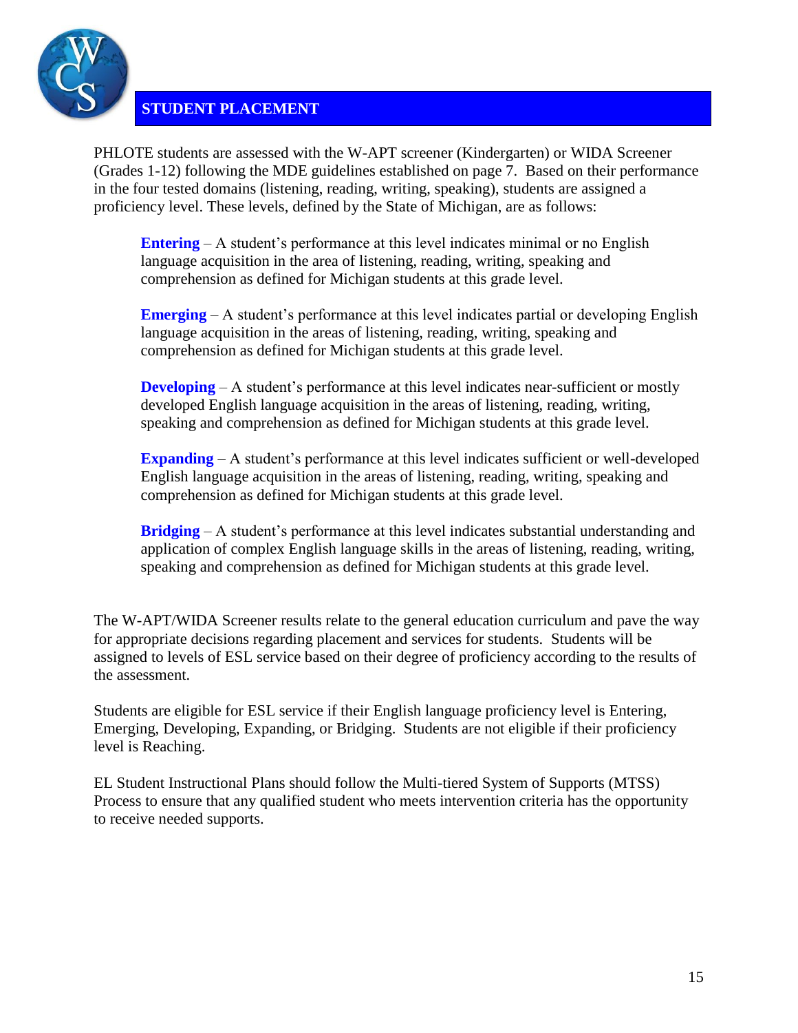## STUDENT PLACEMENT

PHLOTE students are assessed with the W-APT screener (Kindergarten) or WIDA Screener (Grades 1-12) following the MDE guidelines established on page 7. Based on their performance in the four tested domains (listening, reading, writing, speaking), students are assigned a proficiency level. These levels, defined by the State of Michigan, are as follows:

> **Entering** – A student's performance at this level indicates minimal or no English language acquisition in the area of listening, reading, writing, speaking and comprehension as defined for Michigan students at this grade level.
>
> **Emerging** – A student's performance at this level indicates partial or developing English language acquisition in the areas of listening, reading, writing, speaking and comprehension as defined for Michigan students at this grade level.
>
> **Developing** – A student's performance at this level indicates near-sufficient or mostly developed English language acquisition in the areas of listening, reading, writing, speaking and comprehension as defined for Michigan students at this grade level.
>
> **Expanding** – A student's performance at this level indicates sufficient or well-developed English language acquisition in the areas of listening, reading, writing, speaking and comprehension as defined for Michigan students at this grade level.
>
> **Bridging** – A student's performance at this level indicates substantial understanding and application of complex English language skills in the areas of listening, reading, writing, speaking and comprehension as defined for Michigan students at this grade level.

The W-APT/WIDA Screener results relate to the general education curriculum and pave the way for appropriate decisions regarding placement and services for students. Students will be assigned to levels of ESL service based on their degree of proficiency according to the results of the assessment.

Students are eligible for ESL service if their English language proficiency level is Entering, Emerging, Developing, Expanding, or Bridging. Students are not eligible if their proficiency level is Reaching.

EL Student Instructional Plans should follow the Multi-tiered System of Supports (MTSS) Process to ensure that any qualified student who meets intervention criteria has the opportunity to receive needed supports.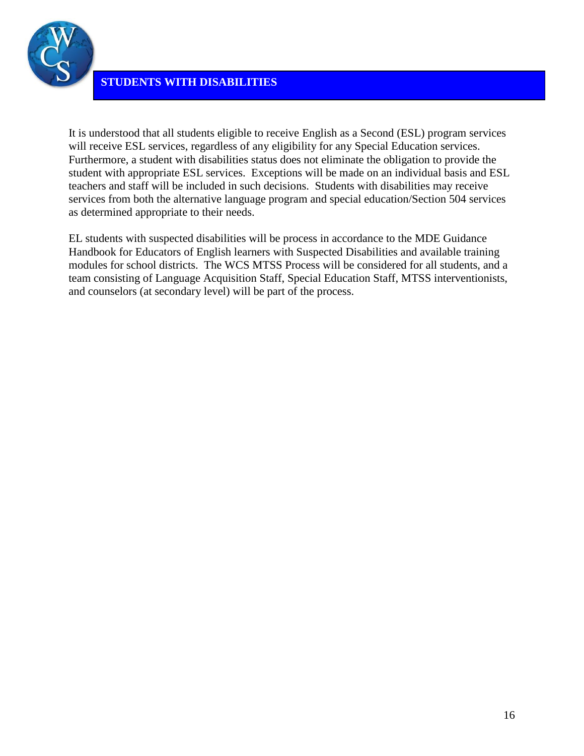## STUDENTS WITH DISABILITIES

It is understood that all students eligible to receive English as a Second (ESL) program services will receive ESL services, regardless of any eligibility for any Special Education services. Furthermore, a student with disabilities status does not eliminate the obligation to provide the student with appropriate ESL services. Exceptions will be made on an individual basis and ESL teachers and staff will be included in such decisions. Students with disabilities may receive services from both the alternative language program and special education/Section 504 services as determined appropriate to their needs.

EL students with suspected disabilities will be process in accordance to the MDE Guidance Handbook for Educators of English learners with Suspected Disabilities and available training modules for school districts. The WCS MTSS Process will be considered for all students, and a team consisting of Language Acquisition Staff, Special Education Staff, MTSS interventionists, and counselors (at secondary level) will be part of the process.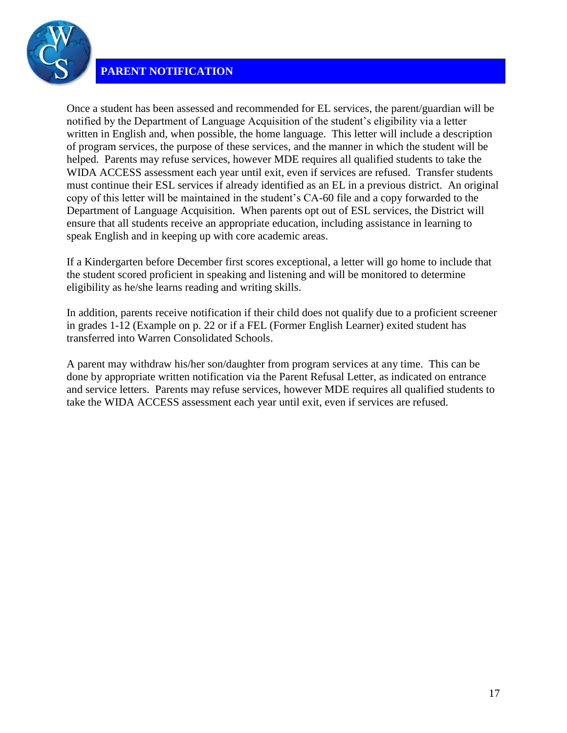## PARENT NOTIFICATION

Once a student has been assessed and recommended for EL services, the parent/guardian will be notified by the Department of Language Acquisition of the student's eligibility via a letter written in English and, when possible, the home language. This letter will include a description of program services, the purpose of these services, and the manner in which the student will be helped. Parents may refuse services, however MDE requires all qualified students to take the WIDA ACCESS assessment each year until exit, even if services are refused. Transfer students must continue their ESL services if already identified as an EL in a previous district. An original copy of this letter will be maintained in the student's CA-60 file and a copy forwarded to the Department of Language Acquisition. When parents opt out of ESL services, the District will ensure that all students receive an appropriate education, including assistance in learning to speak English and in keeping up with core academic areas.

If a Kindergarten before December first scores exceptional, a letter will go home to include that the student scored proficient in speaking and listening and will be monitored to determine eligibility as he/she learns reading and writing skills.

In addition, parents receive notification if their child does not qualify due to a proficient screener in grades 1-12 (Example on p. 22 or if a FEL (Former English Learner) exited student has transferred into Warren Consolidated Schools.

A parent may withdraw his/her son/daughter from program services at any time. This can be done by appropriate written notification via the Parent Refusal Letter, as indicated on entrance and service letters. Parents may refuse services, however MDE requires all qualified students to take the WIDA ACCESS assessment each year until exit, even if services are refused.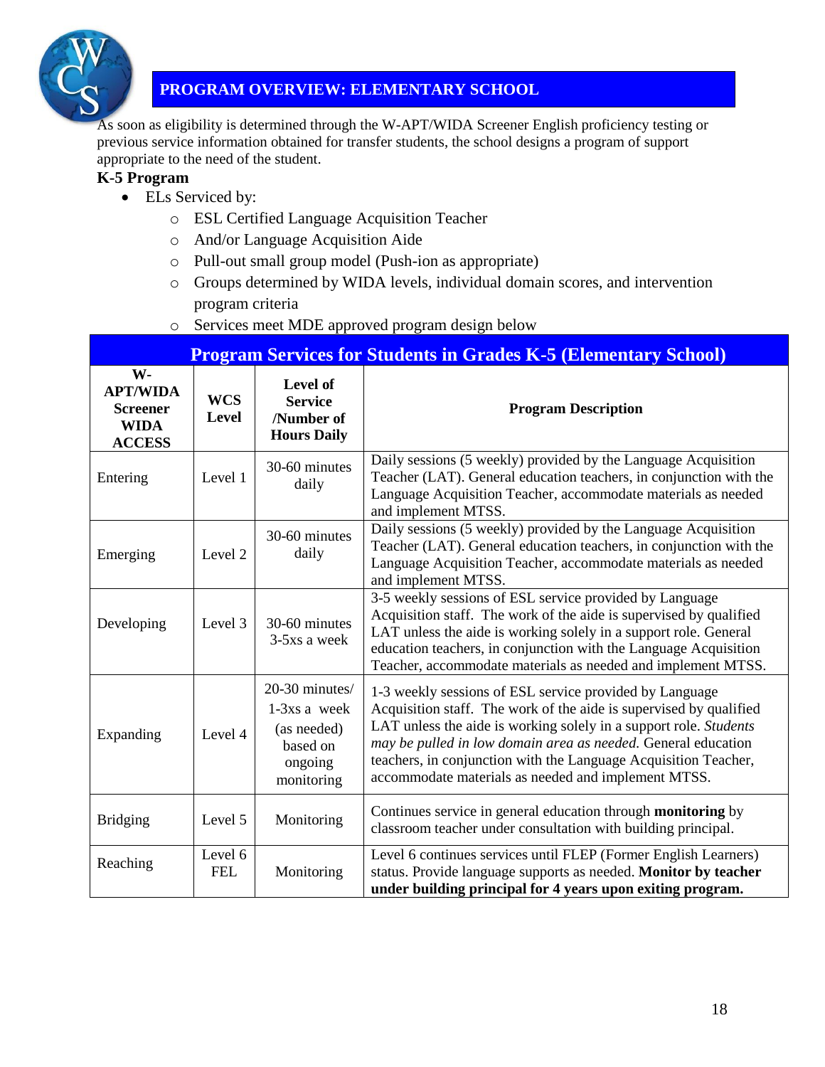## PROGRAM OVERVIEW: ELEMENTARY SCHOOL

As soon as eligibility is determined through the W-APT/WIDA Screener English proficiency testing or previous service information obtained for transfer students, the school designs a program of support appropriate to the need of the student.

**K-5 Program**

- ELs Serviced by:
  - ESL Certified Language Acquisition Teacher
  - And/or Language Acquisition Aide
  - Pull-out small group model (Push-ion as appropriate)
  - Groups determined by WIDA levels, individual domain scores, and intervention program criteria
  - Services meet MDE approved program design below

| Program Services for Students in Grades K-5 (Elementary School) | | | |
|---|---|---|---|
| **W-APT/WIDA Screener WIDA ACCESS** | **WCS Level** | **Level of Service /Number of Hours Daily** | **Program Description** |
| Entering | Level 1 | 30-60 minutes daily | Daily sessions (5 weekly) provided by the Language Acquisition Teacher (LAT). General education teachers, in conjunction with the Language Acquisition Teacher, accommodate materials as needed and implement MTSS. |
| Emerging | Level 2 | 30-60 minutes daily | Daily sessions (5 weekly) provided by the Language Acquisition Teacher (LAT). General education teachers, in conjunction with the Language Acquisition Teacher, accommodate materials as needed and implement MTSS. |
| Developing | Level 3 | 30-60 minutes 3-5xs a week | 3-5 weekly sessions of ESL service provided by Language Acquisition staff. The work of the aide is supervised by qualified LAT unless the aide is working solely in a support role. General education teachers, in conjunction with the Language Acquisition Teacher, accommodate materials as needed and implement MTSS. |
| Expanding | Level 4 | 20-30 minutes/ 1-3xs a week (as needed) based on ongoing monitoring | 1-3 weekly sessions of ESL service provided by Language Acquisition staff. The work of the aide is supervised by qualified LAT unless the aide is working solely in a support role. *Students may be pulled in low domain area as needed.* General education teachers, in conjunction with the Language Acquisition Teacher, accommodate materials as needed and implement MTSS. |
| Bridging | Level 5 | Monitoring | Continues service in general education through **monitoring** by classroom teacher under consultation with building principal. |
| Reaching | Level 6 FEL | Monitoring | Level 6 continues services until FLEP (Former English Learners) status. Provide language supports as needed. **Monitor by teacher under building principal for 4 years upon exiting program.** |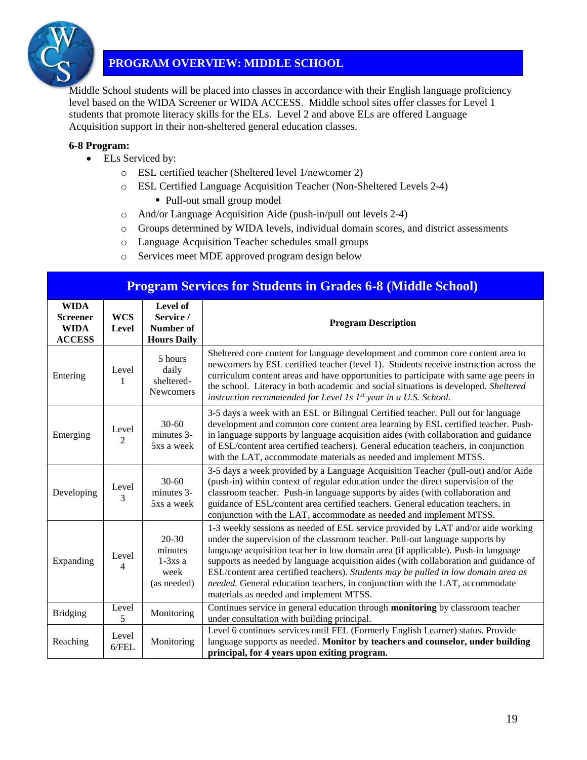## PROGRAM OVERVIEW: MIDDLE SCHOOL

Middle School students will be placed into classes in accordance with their English language proficiency level based on the WIDA Screener or WIDA ACCESS. Middle school sites offer classes for Level 1 students that promote literacy skills for the ELs. Level 2 and above ELs are offered Language Acquisition support in their non-sheltered general education classes.

**6-8 Program:**

- ELs Serviced by:
  - ESL certified teacher (Sheltered level 1/newcomer 2)
  - ESL Certified Language Acquisition Teacher (Non-Sheltered Levels 2-4)
    - Pull-out small group model
  - And/or Language Acquisition Aide (push-in/pull out levels 2-4)
  - Groups determined by WIDA levels, individual domain scores, and district assessments
  - Language Acquisition Teacher schedules small groups
  - Services meet MDE approved program design below

| Program Services for Students in Grades 6-8 (Middle School) | | | |
|---|---|---|---|
| **WIDA Screener WIDA ACCESS** | **WCS Level** | **Level of Service / Number of Hours Daily** | **Program Description** |
| Entering | Level 1 | 5 hours daily sheltered-Newcomers | Sheltered core content for language development and common core content area to newcomers by ESL certified teacher (level 1). Students receive instruction across the curriculum content areas and have opportunities to participate with same age peers in the school. Literacy in both academic and social situations is developed. *Sheltered instruction recommended for Level 1s 1st year in a U.S. School.* |
| Emerging | Level 2 | 30-60 minutes 3-5xs a week | 3-5 days a week with an ESL or Bilingual Certified teacher. Pull out for language development and common core content area learning by ESL certified teacher. Push-in language supports by language acquisition aides (with collaboration and guidance of ESL/content area certified teachers). General education teachers, in conjunction with the LAT, accommodate materials as needed and implement MTSS. |
| Developing | Level 3 | 30-60 minutes 3-5xs a week | 3-5 days a week provided by a Language Acquisition Teacher (pull-out) and/or Aide (push-in) within context of regular education under the direct supervision of the classroom teacher. Push-in language supports by aides (with collaboration and guidance of ESL/content area certified teachers. General education teachers, in conjunction with the LAT, accommodate as needed and implement MTSS. |
| Expanding | Level 4 | 20-30 minutes 1-3xs a week (as needed) | 1-3 weekly sessions as needed of ESL service provided by LAT and/or aide working under the supervision of the classroom teacher. Pull-out language supports by language acquisition teacher in low domain area (if applicable). Push-in language supports as needed by language acquisition aides (with collaboration and guidance of ESL/content area certified teachers). *Students may be pulled in low domain area as needed.* General education teachers, in conjunction with the LAT, accommodate materials as needed and implement MTSS. |
| Bridging | Level 5 | Monitoring | Continues service in general education through **monitoring** by classroom teacher under consultation with building principal. |
| Reaching | Level 6/FEL | Monitoring | Level 6 continues services until FEL (Formerly English Learner) status. Provide language supports as needed. **Monitor by teachers and counselor, under building principal, for 4 years upon exiting program.** |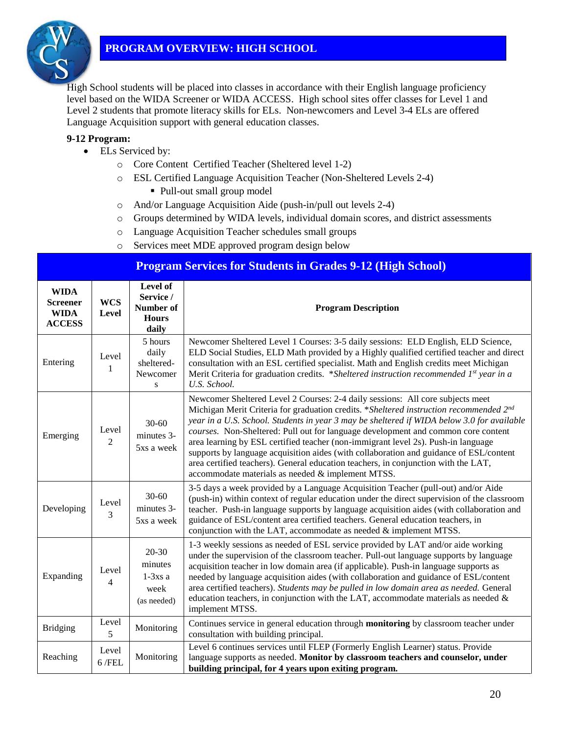## PROGRAM OVERVIEW: HIGH SCHOOL

High School students will be placed into classes in accordance with their English language proficiency level based on the WIDA Screener or WIDA ACCESS. High school sites offer classes for Level 1 and Level 2 students that promote literacy skills for ELs. Non-newcomers and Level 3-4 ELs are offered Language Acquisition support with general education classes.

**9-12 Program:**

- ELs Serviced by:
  - Core Content Certified Teacher (Sheltered level 1-2)
  - ESL Certified Language Acquisition Teacher (Non-Sheltered Levels 2-4)
    - Pull-out small group model
  - And/or Language Acquisition Aide (push-in/pull out levels 2-4)
  - Groups determined by WIDA levels, individual domain scores, and district assessments
  - Language Acquisition Teacher schedules small groups
  - Services meet MDE approved program design below

| Program Services for Students in Grades 9-12 (High School) | | | |
|---|---|---|---|
| **WIDA Screener WIDA ACCESS** | **WCS Level** | **Level of Service / Number of Hours daily** | **Program Description** |
| Entering | Level 1 | 5 hours daily sheltered-Newcomers | Newcomer Sheltered Level 1 Courses: 3-5 daily sessions: ELD English, ELD Science, ELD Social Studies, ELD Math provided by a Highly qualified certified teacher and direct consultation with an ESL certified specialist. Math and English credits meet Michigan Merit Criteria for graduation credits. *\*Sheltered instruction recommended 1st year in a U.S. School.* |
| Emerging | Level 2 | 30-60 minutes 3-5xs a week | Newcomer Sheltered Level 2 Courses: 2-4 daily sessions: All core subjects meet Michigan Merit Criteria for graduation credits. \**Sheltered instruction recommended 2nd year in a U.S. School. Students in year 3 may be sheltered if WIDA below 3.0 for available courses.* Non-Sheltered: Pull out for language development and common core content area learning by ESL certified teacher (non-immigrant level 2s). Push-in language supports by language acquisition aides (with collaboration and guidance of ESL/content area certified teachers). General education teachers, in conjunction with the LAT, accommodate materials as needed & implement MTSS. |
| Developing | Level 3 | 30-60 minutes 3-5xs a week | 3-5 days a week provided by a Language Acquisition Teacher (pull-out) and/or Aide (push-in) within context of regular education under the direct supervision of the classroom teacher. Push-in language supports by language acquisition aides (with collaboration and guidance of ESL/content area certified teachers. General education teachers, in conjunction with the LAT, accommodate as needed & implement MTSS. |
| Expanding | Level 4 | 20-30 minutes 1-3xs a week (as needed) | 1-3 weekly sessions as needed of ESL service provided by LAT and/or aide working under the supervision of the classroom teacher. Pull-out language supports by language acquisition teacher in low domain area (if applicable). Push-in language supports as needed by language acquisition aides (with collaboration and guidance of ESL/content area certified teachers). *Students may be pulled in low domain area as needed.* General education teachers, in conjunction with the LAT, accommodate materials as needed & implement MTSS. |
| Bridging | Level 5 | Monitoring | Continues service in general education through **monitoring** by classroom teacher under consultation with building principal. |
| Reaching | Level 6 /FEL | Monitoring | Level 6 continues services until FLEP (Formerly English Learner) status. Provide language supports as needed. **Monitor by classroom teachers and counselor, under building principal, for 4 years upon exiting program.** |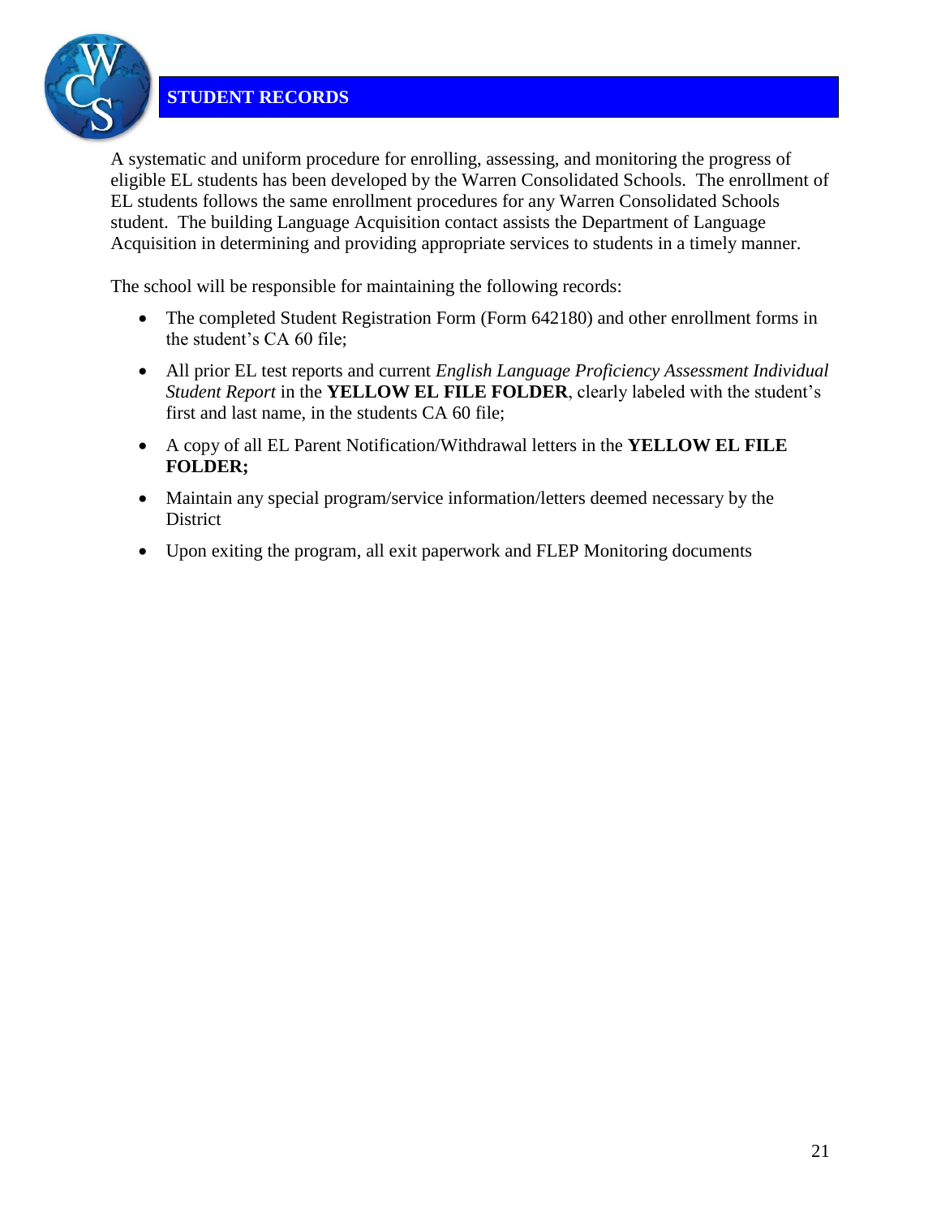## STUDENT RECORDS

A systematic and uniform procedure for enrolling, assessing, and monitoring the progress of eligible EL students has been developed by the Warren Consolidated Schools. The enrollment of EL students follows the same enrollment procedures for any Warren Consolidated Schools student. The building Language Acquisition contact assists the Department of Language Acquisition in determining and providing appropriate services to students in a timely manner.

The school will be responsible for maintaining the following records:

- The completed Student Registration Form (Form 642180) and other enrollment forms in the student's CA 60 file;
- All prior EL test reports and current *English Language Proficiency Assessment Individual Student Report* in the **YELLOW EL FILE FOLDER**, clearly labeled with the student's first and last name, in the students CA 60 file;
- A copy of all EL Parent Notification/Withdrawal letters in the **YELLOW EL FILE FOLDER;**
- Maintain any special program/service information/letters deemed necessary by the District
- Upon exiting the program, all exit paperwork and FLEP Monitoring documents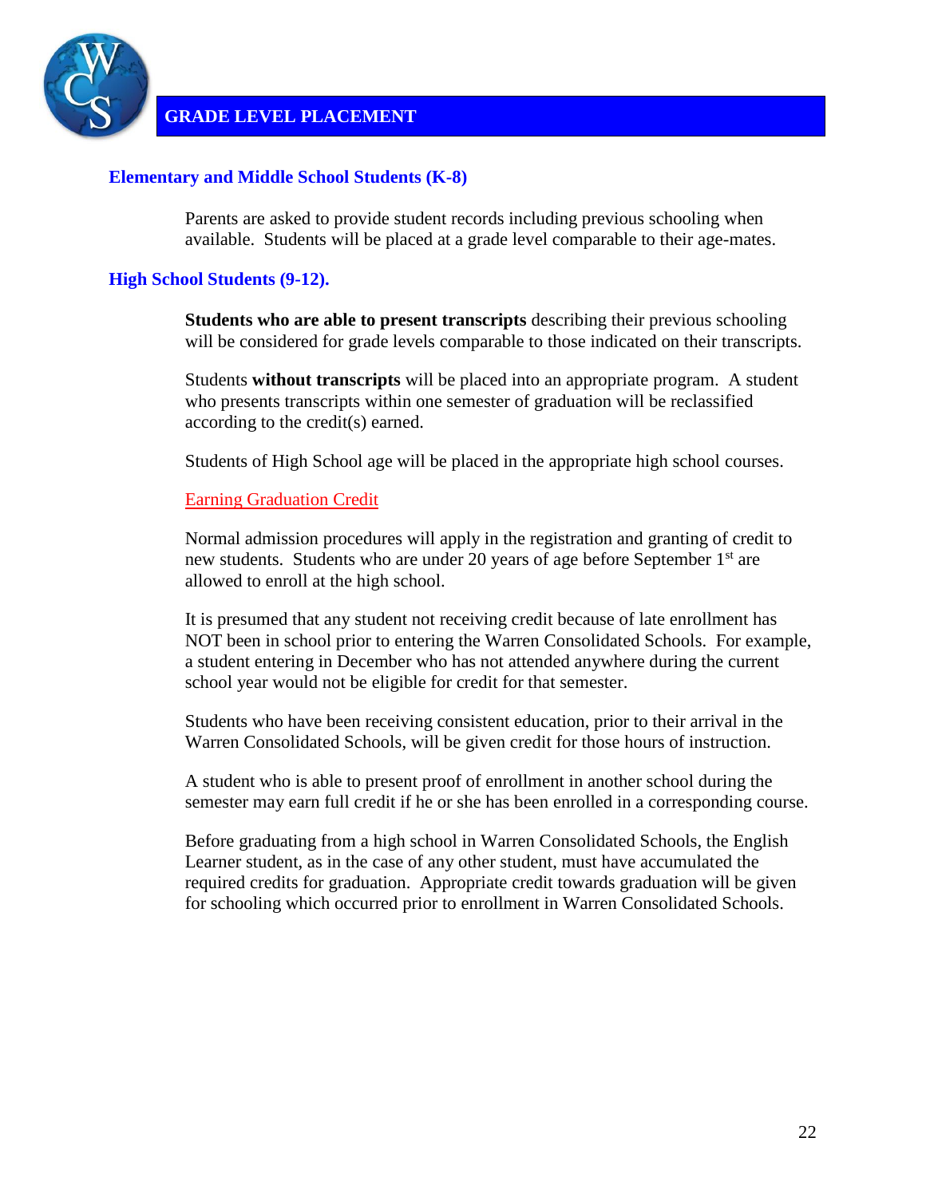## GRADE LEVEL PLACEMENT

### Elementary and Middle School Students (K-8)

Parents are asked to provide student records including previous schooling when available. Students will be placed at a grade level comparable to their age-mates.

### High School Students (9-12).

**Students who are able to present transcripts** describing their previous schooling will be considered for grade levels comparable to those indicated on their transcripts.

Students **without transcripts** will be placed into an appropriate program. A student who presents transcripts within one semester of graduation will be reclassified according to the credit(s) earned.

Students of High School age will be placed in the appropriate high school courses.

#### Earning Graduation Credit

Normal admission procedures will apply in the registration and granting of credit to new students. Students who are under 20 years of age before September 1st are allowed to enroll at the high school.

It is presumed that any student not receiving credit because of late enrollment has NOT been in school prior to entering the Warren Consolidated Schools. For example, a student entering in December who has not attended anywhere during the current school year would not be eligible for credit for that semester.

Students who have been receiving consistent education, prior to their arrival in the Warren Consolidated Schools, will be given credit for those hours of instruction.

A student who is able to present proof of enrollment in another school during the semester may earn full credit if he or she has been enrolled in a corresponding course.

Before graduating from a high school in Warren Consolidated Schools, the English Learner student, as in the case of any other student, must have accumulated the required credits for graduation. Appropriate credit towards graduation will be given for schooling which occurred prior to enrollment in Warren Consolidated Schools.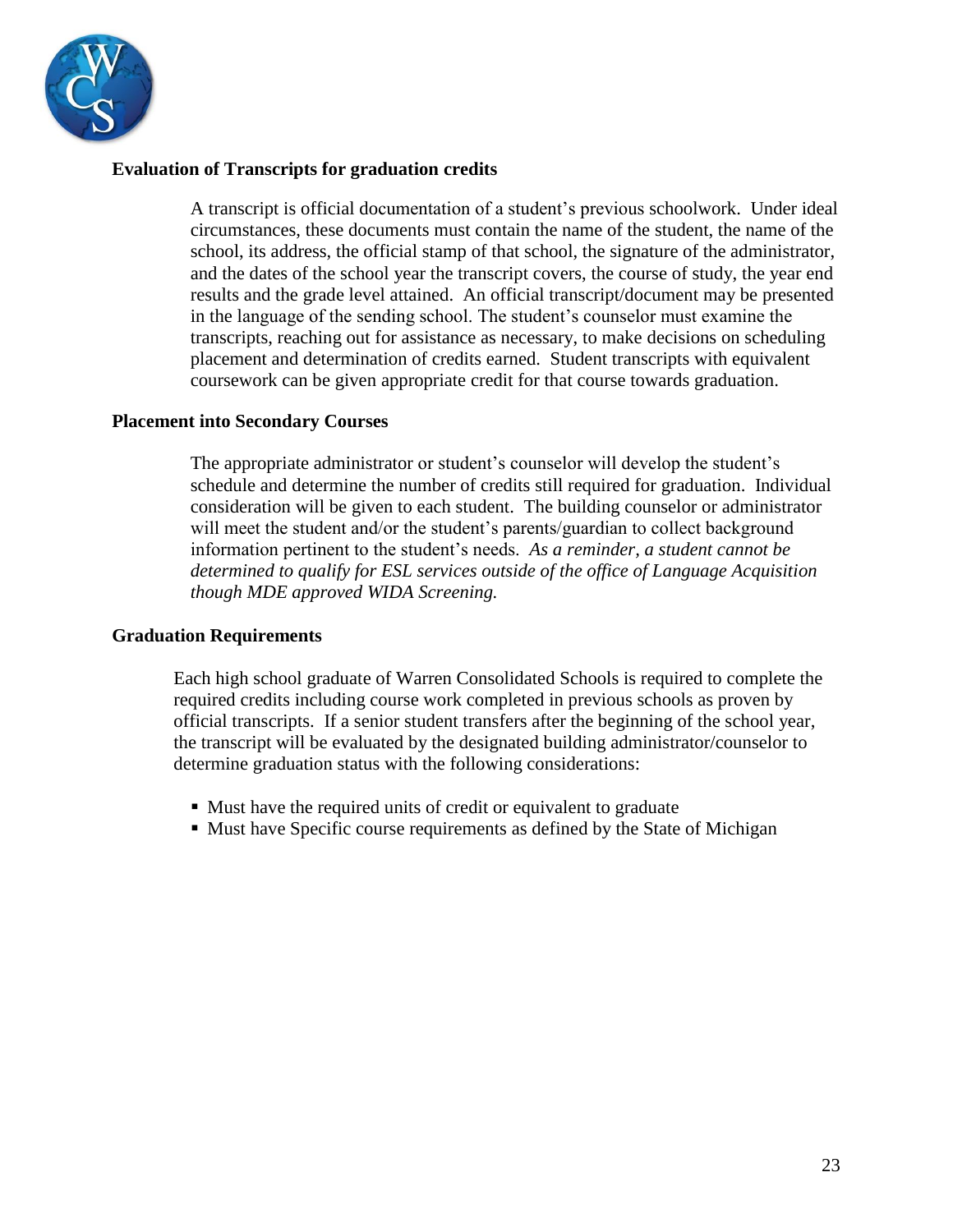**Evaluation of Transcripts for graduation credits**

A transcript is official documentation of a student's previous schoolwork. Under ideal circumstances, these documents must contain the name of the student, the name of the school, its address, the official stamp of that school, the signature of the administrator, and the dates of the school year the transcript covers, the course of study, the year end results and the grade level attained. An official transcript/document may be presented in the language of the sending school. The student's counselor must examine the transcripts, reaching out for assistance as necessary, to make decisions on scheduling placement and determination of credits earned. Student transcripts with equivalent coursework can be given appropriate credit for that course towards graduation.

**Placement into Secondary Courses**

The appropriate administrator or student's counselor will develop the student's schedule and determine the number of credits still required for graduation. Individual consideration will be given to each student. The building counselor or administrator will meet the student and/or the student's parents/guardian to collect background information pertinent to the student's needs. *As a reminder, a student cannot be determined to qualify for ESL services outside of the office of Language Acquisition though MDE approved WIDA Screening.*

**Graduation Requirements**

Each high school graduate of Warren Consolidated Schools is required to complete the required credits including course work completed in previous schools as proven by official transcripts. If a senior student transfers after the beginning of the school year, the transcript will be evaluated by the designated building administrator/counselor to determine graduation status with the following considerations:

- Must have the required units of credit or equivalent to graduate
- Must have Specific course requirements as defined by the State of Michigan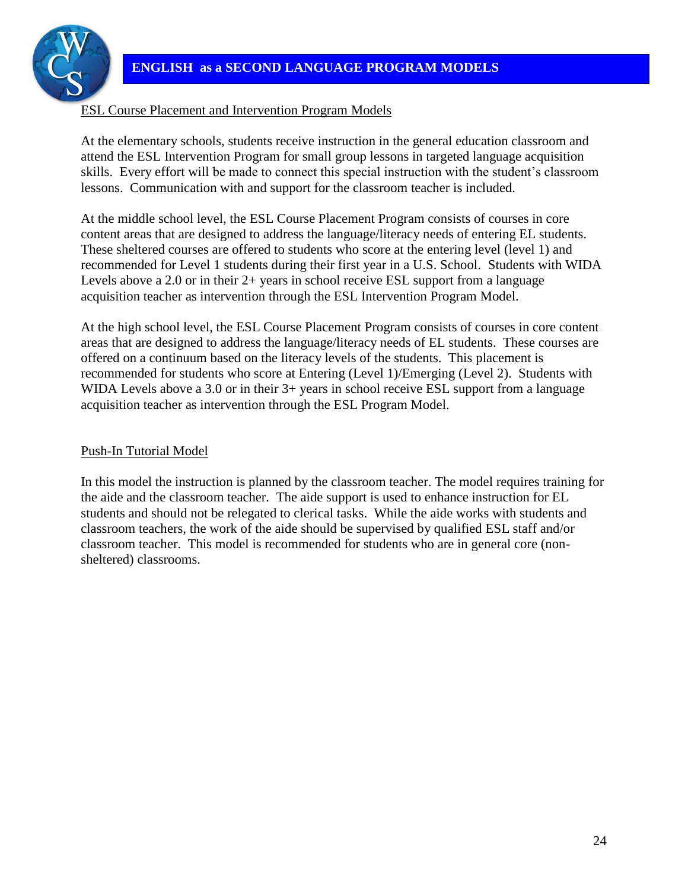## ENGLISH as a SECOND LANGUAGE PROGRAM MODELS

### ESL Course Placement and Intervention Program Models

At the elementary schools, students receive instruction in the general education classroom and attend the ESL Intervention Program for small group lessons in targeted language acquisition skills. Every effort will be made to connect this special instruction with the student's classroom lessons. Communication with and support for the classroom teacher is included.

At the middle school level, the ESL Course Placement Program consists of courses in core content areas that are designed to address the language/literacy needs of entering EL students. These sheltered courses are offered to students who score at the entering level (level 1) and recommended for Level 1 students during their first year in a U.S. School. Students with WIDA Levels above a 2.0 or in their 2+ years in school receive ESL support from a language acquisition teacher as intervention through the ESL Intervention Program Model.

At the high school level, the ESL Course Placement Program consists of courses in core content areas that are designed to address the language/literacy needs of EL students. These courses are offered on a continuum based on the literacy levels of the students. This placement is recommended for students who score at Entering (Level 1)/Emerging (Level 2). Students with WIDA Levels above a 3.0 or in their 3+ years in school receive ESL support from a language acquisition teacher as intervention through the ESL Program Model.

### Push-In Tutorial Model

In this model the instruction is planned by the classroom teacher. The model requires training for the aide and the classroom teacher. The aide support is used to enhance instruction for EL students and should not be relegated to clerical tasks. While the aide works with students and classroom teachers, the work of the aide should be supervised by qualified ESL staff and/or classroom teacher. This model is recommended for students who are in general core (non-sheltered) classrooms.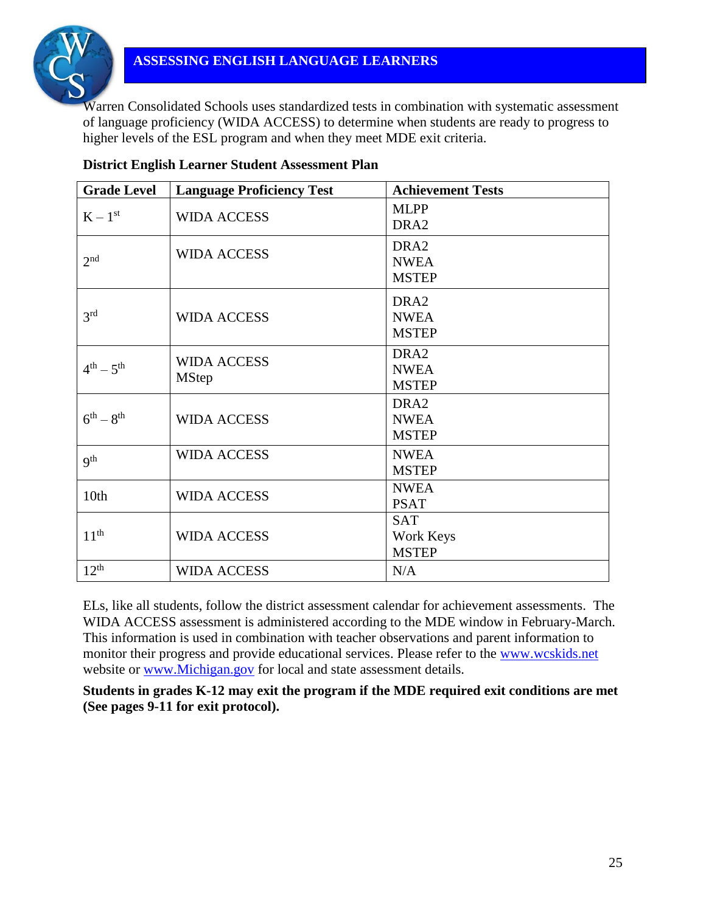## ASSESSING ENGLISH LANGUAGE LEARNERS

Warren Consolidated Schools uses standardized tests in combination with systematic assessment of language proficiency (WIDA ACCESS) to determine when students are ready to progress to higher levels of the ESL program and when they meet MDE exit criteria.

**District English Learner Student Assessment Plan**

| Grade Level | Language Proficiency Test | Achievement Tests |
|---|---|---|
| K – 1st | WIDA ACCESS | MLPP<br>DRA2 |
| 2nd | WIDA ACCESS | DRA2<br>NWEA<br>MSTEP |
| 3rd | WIDA ACCESS | DRA2<br>NWEA<br>MSTEP |
| 4th – 5th | WIDA ACCESS<br>MStep | DRA2<br>NWEA<br>MSTEP |
| 6th – 8th | WIDA ACCESS | DRA2<br>NWEA<br>MSTEP |
| 9th | WIDA ACCESS | NWEA<br>MSTEP |
| 10th | WIDA ACCESS | NWEA<br>PSAT |
| 11th | WIDA ACCESS | SAT<br>Work Keys<br>MSTEP |
| 12th | WIDA ACCESS | N/A |

ELs, like all students, follow the district assessment calendar for achievement assessments. The WIDA ACCESS assessment is administered according to the MDE window in February-March. This information is used in combination with teacher observations and parent information to monitor their progress and provide educational services. Please refer to the www.wcskids.net website or www.Michigan.gov for local and state assessment details.

**Students in grades K-12 may exit the program if the MDE required exit conditions are met (See pages 9-11 for exit protocol).**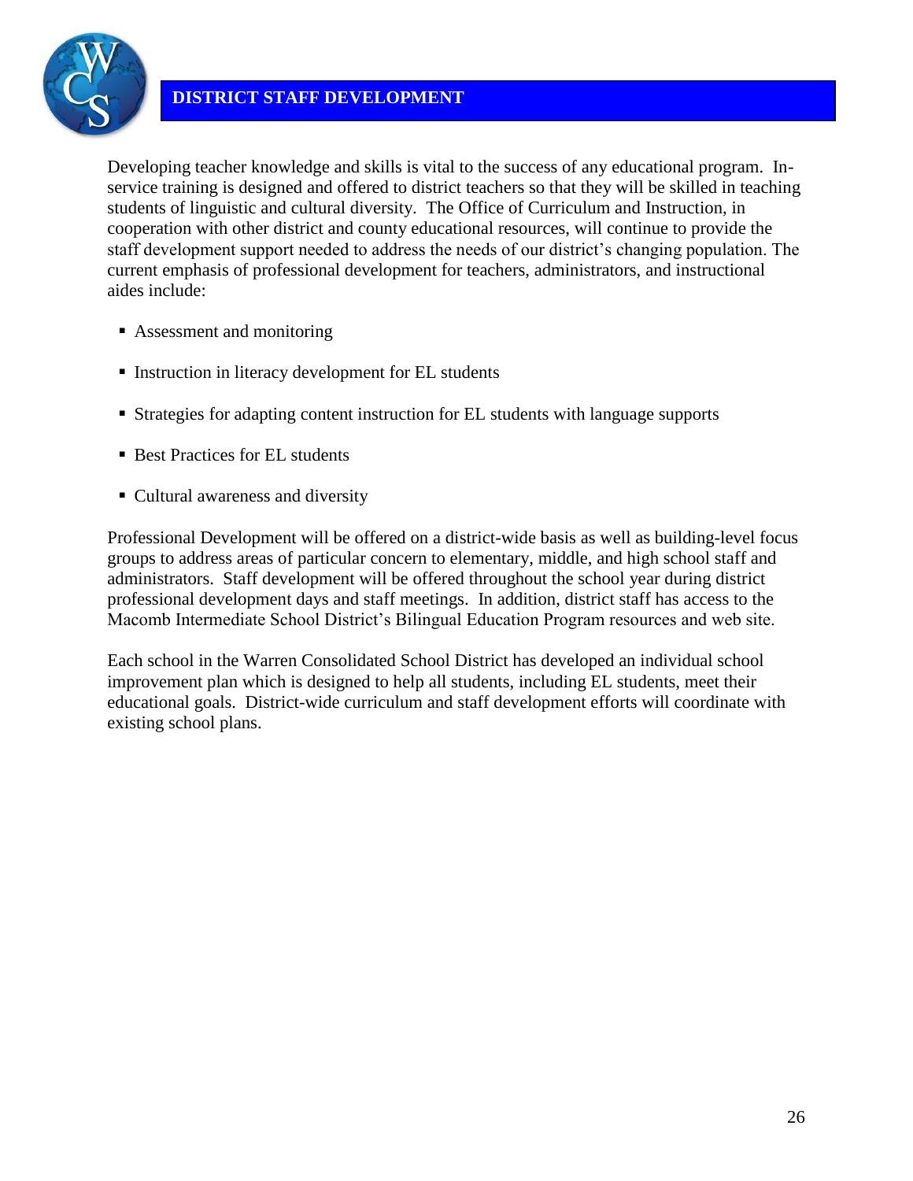## DISTRICT STAFF DEVELOPMENT

Developing teacher knowledge and skills is vital to the success of any educational program. In-service training is designed and offered to district teachers so that they will be skilled in teaching students of linguistic and cultural diversity. The Office of Curriculum and Instruction, in cooperation with other district and county educational resources, will continue to provide the staff development support needed to address the needs of our district's changing population. The current emphasis of professional development for teachers, administrators, and instructional aides include:

- Assessment and monitoring
- Instruction in literacy development for EL students
- Strategies for adapting content instruction for EL students with language supports
- Best Practices for EL students
- Cultural awareness and diversity

Professional Development will be offered on a district-wide basis as well as building-level focus groups to address areas of particular concern to elementary, middle, and high school staff and administrators. Staff development will be offered throughout the school year during district professional development days and staff meetings. In addition, district staff has access to the Macomb Intermediate School District's Bilingual Education Program resources and web site.

Each school in the Warren Consolidated School District has developed an individual school improvement plan which is designed to help all students, including EL students, meet their educational goals. District-wide curriculum and staff development efforts will coordinate with existing school plans.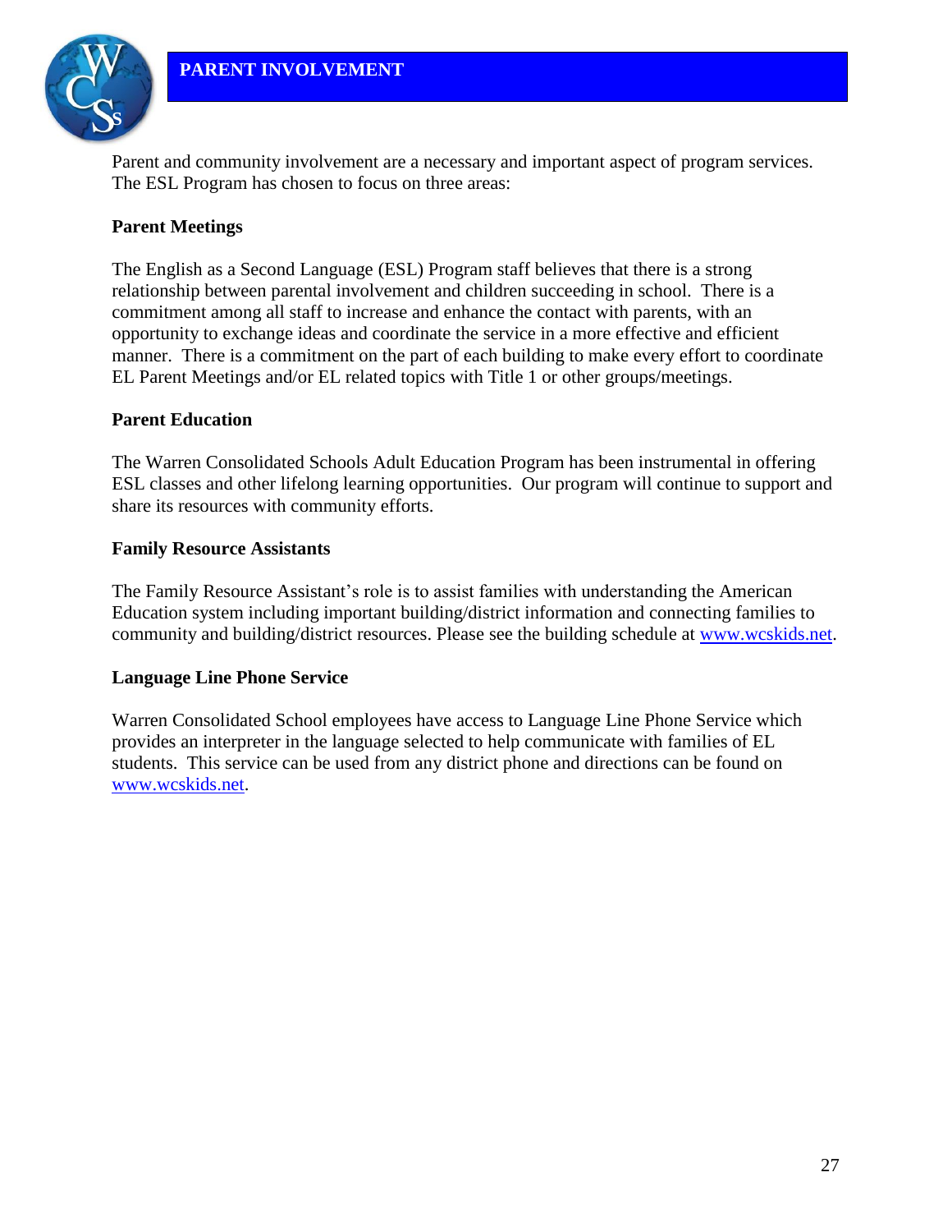# PARENT INVOLVEMENT

Parent and community involvement are a necessary and important aspect of program services. The ESL Program has chosen to focus on three areas:

**Parent Meetings**

The English as a Second Language (ESL) Program staff believes that there is a strong relationship between parental involvement and children succeeding in school. There is a commitment among all staff to increase and enhance the contact with parents, with an opportunity to exchange ideas and coordinate the service in a more effective and efficient manner. There is a commitment on the part of each building to make every effort to coordinate EL Parent Meetings and/or EL related topics with Title 1 or other groups/meetings.

**Parent Education**

The Warren Consolidated Schools Adult Education Program has been instrumental in offering ESL classes and other lifelong learning opportunities. Our program will continue to support and share its resources with community efforts.

**Family Resource Assistants**

The Family Resource Assistant's role is to assist families with understanding the American Education system including important building/district information and connecting families to community and building/district resources. Please see the building schedule at [www.wcskids.net](http://www.wcskids.net).

**Language Line Phone Service**

Warren Consolidated School employees have access to Language Line Phone Service which provides an interpreter in the language selected to help communicate with families of EL students. This service can be used from any district phone and directions can be found on [www.wcskids.net](http://www.wcskids.net).